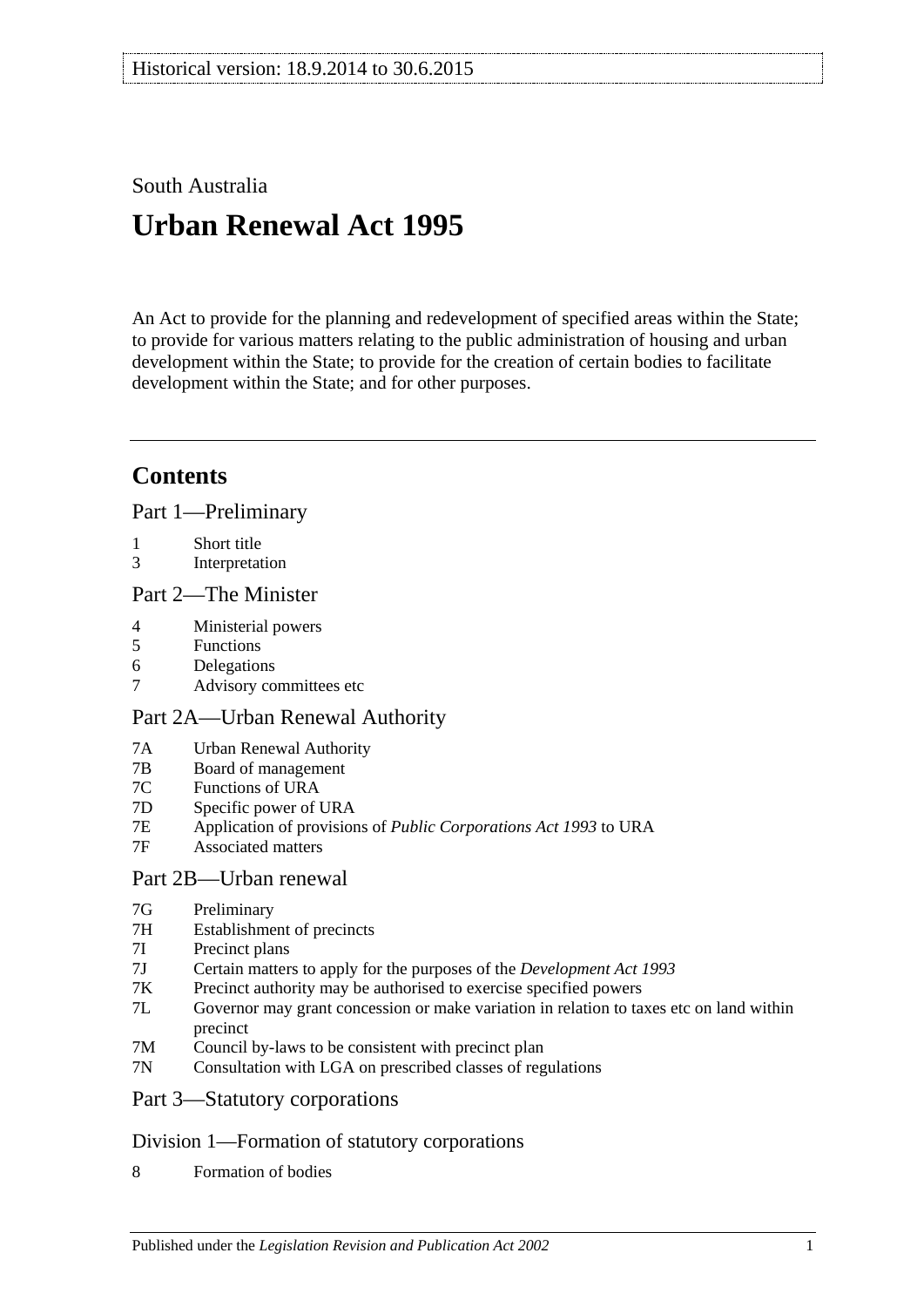Historical version: 18.9.2014 to 30.6.2015

South Australia

# Urban Renewal Act 1995

An Act to provide for the planning and redevelopment of specified areas within the State; to provide for various matters relating to the public administration of housing and urban development within the State; to provide for the creation of certain bodies to facilitate development within the State; and for other purposes.

## Contents

### Part 1—Preliminary

- 1 Short title
- 3 Interpretation

### Part 2—The Minister

- 4 Ministerial powers
- 5 Functions
- 6 Delegations
- 7 Advisory committees etc

### Part 2A—Urban Renewal Authority

- 7A Urban Renewal Authority
- 7B Board of management
- 7C Functions of URA
- 7D Specific power of URA
- 7E Application of provisions of *Public Corporations Act 1993* to URA
- 7F Associated matters

### Part 2B—Urban renewal

- 7G Preliminary
- 7H Establishment of precincts
- 7I Precinct plans
- 7J Certain matters to apply for the purposes of the *Development Act 1993*
- 7K Precinct authority may be authorised to exercise specified powers
- 7L Governor may grant concession or make variation in relation to taxes etc on land within precinct
- 7M Council by-laws to be consistent with precinct plan
- 7N Consultation with LGA on prescribed classes of regulations

### Part 3—Statutory corporations

#### Division 1—Formation of statutory corporations

- 8 Formation of bodies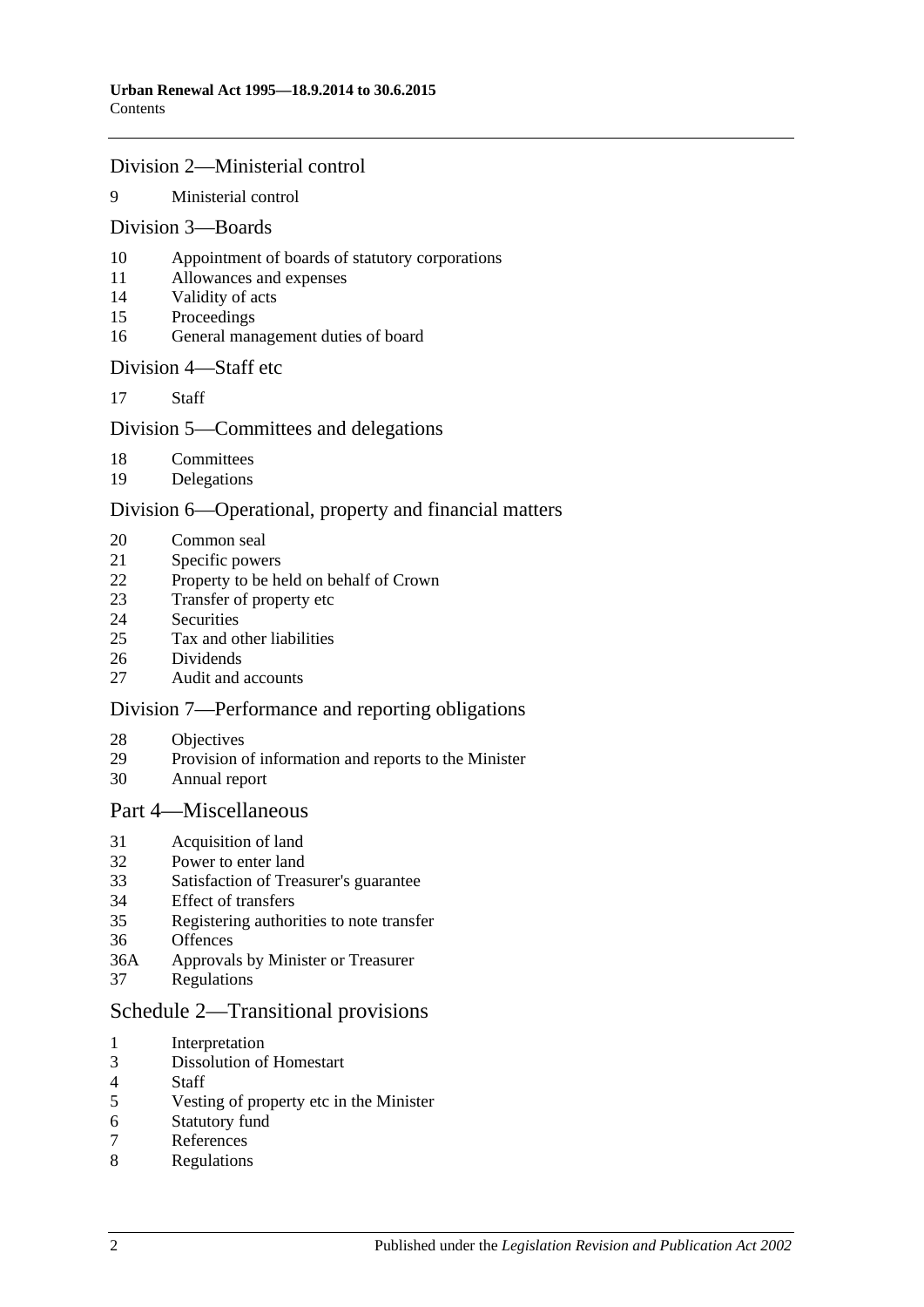## Division 2—Ministerial control

9 Ministerial control

## Division 3—Boards

10 Appointment of boards of statutory corporations
11 Allowances and expenses
14 Validity of acts
15 Proceedings
16 General management duties of board

## Division 4—Staff etc

17 Staff

## Division 5—Committees and delegations

18 Committees
19 Delegations

## Division 6—Operational, property and financial matters

20 Common seal
21 Specific powers
22 Property to be held on behalf of Crown
23 Transfer of property etc
24 Securities
25 Tax and other liabilities
26 Dividends
27 Audit and accounts

## Division 7—Performance and reporting obligations

28 Objectives
29 Provision of information and reports to the Minister
30 Annual report

## Part 4—Miscellaneous

31 Acquisition of land
32 Power to enter land
33 Satisfaction of Treasurer's guarantee
34 Effect of transfers
35 Registering authorities to note transfer
36 Offences
36A Approvals by Minister or Treasurer
37 Regulations

## Schedule 2—Transitional provisions

1 Interpretation
3 Dissolution of Homestart
4 Staff
5 Vesting of property etc in the Minister
6 Statutory fund
7 References
8 Regulations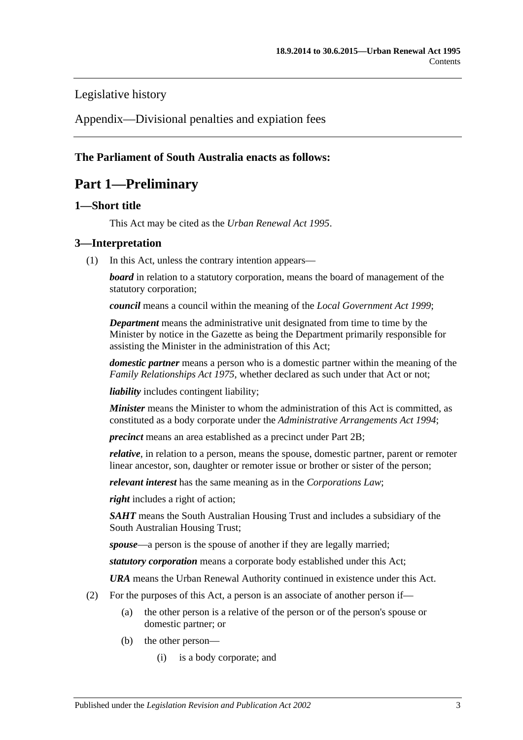Legislative history

Appendix—Divisional penalties and expiation fees

**The Parliament of South Australia enacts as follows:**

# Part 1—Preliminary

## 1—Short title

This Act may be cited as the *Urban Renewal Act 1995*.

## 3—Interpretation

(1) In this Act, unless the contrary intention appears—

***board*** in relation to a statutory corporation, means the board of management of the statutory corporation;

***council*** means a council within the meaning of the *Local Government Act 1999*;

***Department*** means the administrative unit designated from time to time by the Minister by notice in the Gazette as being the Department primarily responsible for assisting the Minister in the administration of this Act;

***domestic partner*** means a person who is a domestic partner within the meaning of the *Family Relationships Act 1975*, whether declared as such under that Act or not;

***liability*** includes contingent liability;

***Minister*** means the Minister to whom the administration of this Act is committed, as constituted as a body corporate under the *Administrative Arrangements Act 1994*;

***precinct*** means an area established as a precinct under Part 2B;

***relative***, in relation to a person, means the spouse, domestic partner, parent or remoter linear ancestor, son, daughter or remoter issue or brother or sister of the person;

***relevant interest*** has the same meaning as in the *Corporations Law*;

***right*** includes a right of action;

***SAHT*** means the South Australian Housing Trust and includes a subsidiary of the South Australian Housing Trust;

***spouse***—a person is the spouse of another if they are legally married;

***statutory corporation*** means a corporate body established under this Act;

***URA*** means the Urban Renewal Authority continued in existence under this Act.

(2) For the purposes of this Act, a person is an associate of another person if—

(a) the other person is a relative of the person or of the person's spouse or domestic partner; or

(b) the other person—

(i) is a body corporate; and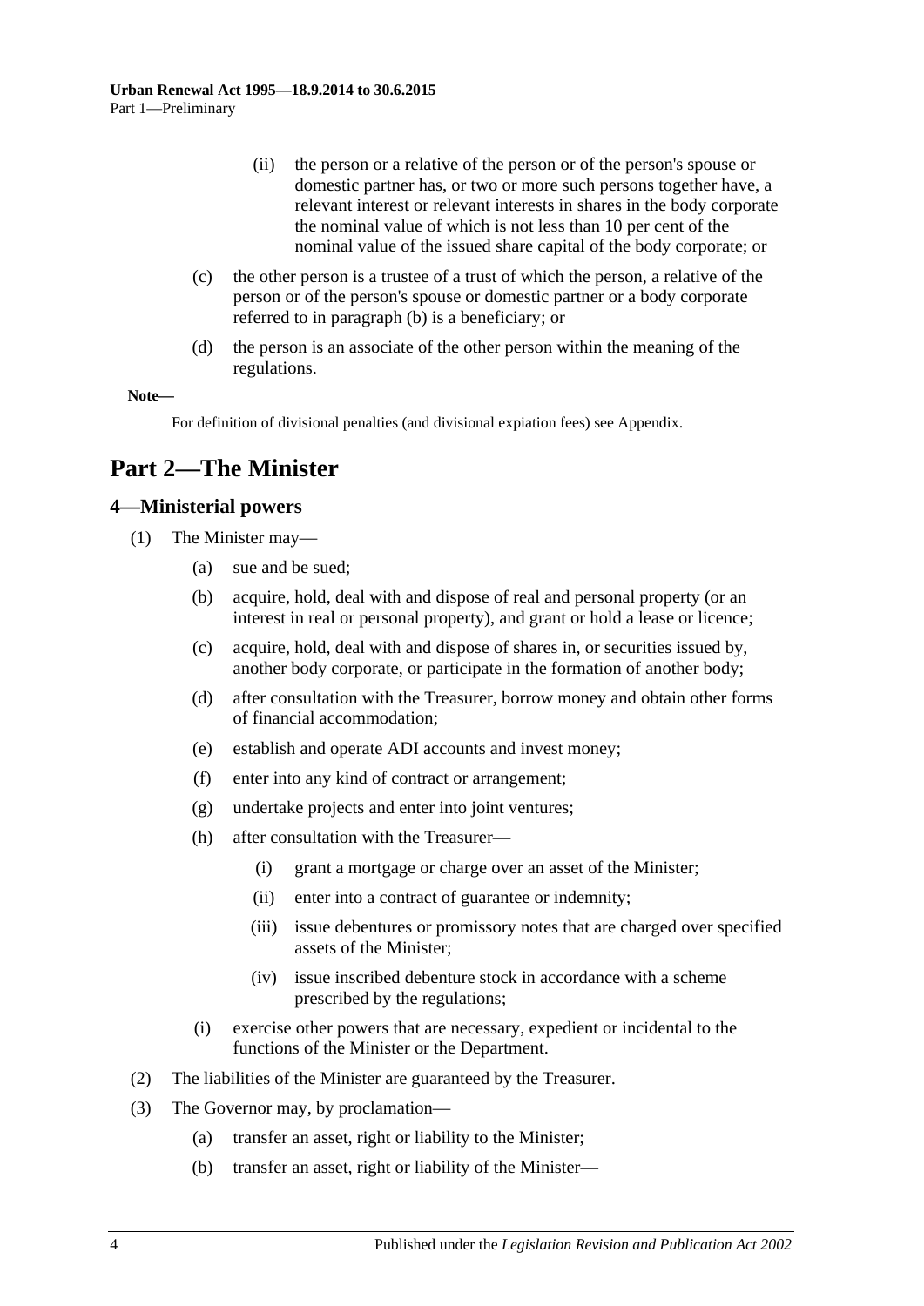(ii) the person or a relative of the person or of the person's spouse or domestic partner has, or two or more such persons together have, a relevant interest or relevant interests in shares in the body corporate the nominal value of which is not less than 10 per cent of the nominal value of the issued share capital of the body corporate; or

(c) the other person is a trustee of a trust of which the person, a relative of the person or of the person's spouse or domestic partner or a body corporate referred to in paragraph (b) is a beneficiary; or

(d) the person is an associate of the other person within the meaning of the regulations.

**Note—**

For definition of divisional penalties (and divisional expiation fees) see Appendix.

# Part 2—The Minister

## 4—Ministerial powers

(1) The Minister may—

(a) sue and be sued;

(b) acquire, hold, deal with and dispose of real and personal property (or an interest in real or personal property), and grant or hold a lease or licence;

(c) acquire, hold, deal with and dispose of shares in, or securities issued by, another body corporate, or participate in the formation of another body;

(d) after consultation with the Treasurer, borrow money and obtain other forms of financial accommodation;

(e) establish and operate ADI accounts and invest money;

(f) enter into any kind of contract or arrangement;

(g) undertake projects and enter into joint ventures;

(h) after consultation with the Treasurer—

(i) grant a mortgage or charge over an asset of the Minister;

(ii) enter into a contract of guarantee or indemnity;

(iii) issue debentures or promissory notes that are charged over specified assets of the Minister;

(iv) issue inscribed debenture stock in accordance with a scheme prescribed by the regulations;

(i) exercise other powers that are necessary, expedient or incidental to the functions of the Minister or the Department.

(2) The liabilities of the Minister are guaranteed by the Treasurer.

(3) The Governor may, by proclamation—

(a) transfer an asset, right or liability to the Minister;

(b) transfer an asset, right or liability of the Minister—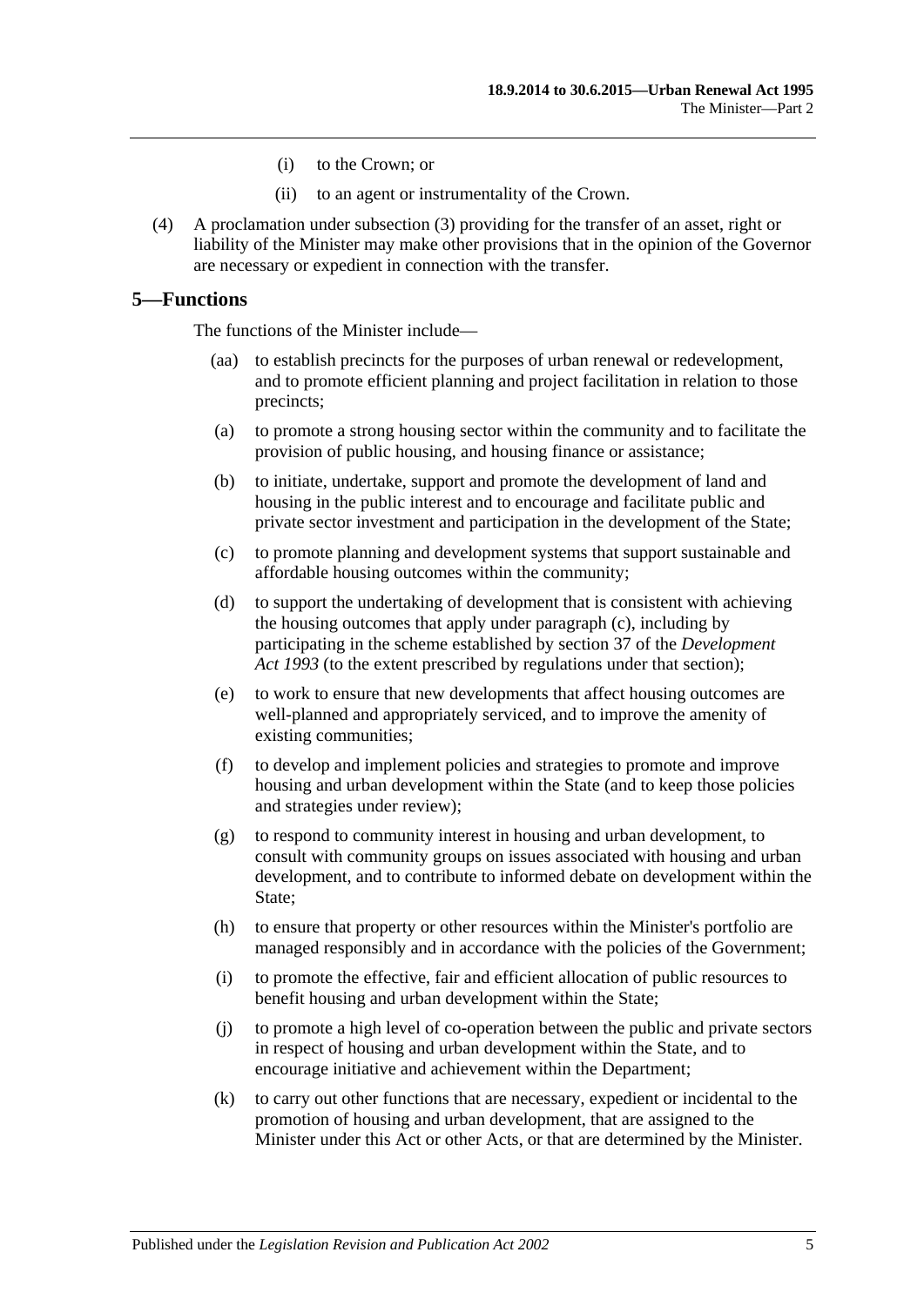(i) to the Crown; or

(ii) to an agent or instrumentality of the Crown.

(4) A proclamation under subsection (3) providing for the transfer of an asset, right or liability of the Minister may make other provisions that in the opinion of the Governor are necessary or expedient in connection with the transfer.

## 5—Functions

The functions of the Minister include—

(aa) to establish precincts for the purposes of urban renewal or redevelopment, and to promote efficient planning and project facilitation in relation to those precincts;

(a) to promote a strong housing sector within the community and to facilitate the provision of public housing, and housing finance or assistance;

(b) to initiate, undertake, support and promote the development of land and housing in the public interest and to encourage and facilitate public and private sector investment and participation in the development of the State;

(c) to promote planning and development systems that support sustainable and affordable housing outcomes within the community;

(d) to support the undertaking of development that is consistent with achieving the housing outcomes that apply under paragraph (c), including by participating in the scheme established by section 37 of the *Development Act 1993* (to the extent prescribed by regulations under that section);

(e) to work to ensure that new developments that affect housing outcomes are well-planned and appropriately serviced, and to improve the amenity of existing communities;

(f) to develop and implement policies and strategies to promote and improve housing and urban development within the State (and to keep those policies and strategies under review);

(g) to respond to community interest in housing and urban development, to consult with community groups on issues associated with housing and urban development, and to contribute to informed debate on development within the State;

(h) to ensure that property or other resources within the Minister's portfolio are managed responsibly and in accordance with the policies of the Government;

(i) to promote the effective, fair and efficient allocation of public resources to benefit housing and urban development within the State;

(j) to promote a high level of co-operation between the public and private sectors in respect of housing and urban development within the State, and to encourage initiative and achievement within the Department;

(k) to carry out other functions that are necessary, expedient or incidental to the promotion of housing and urban development, that are assigned to the Minister under this Act or other Acts, or that are determined by the Minister.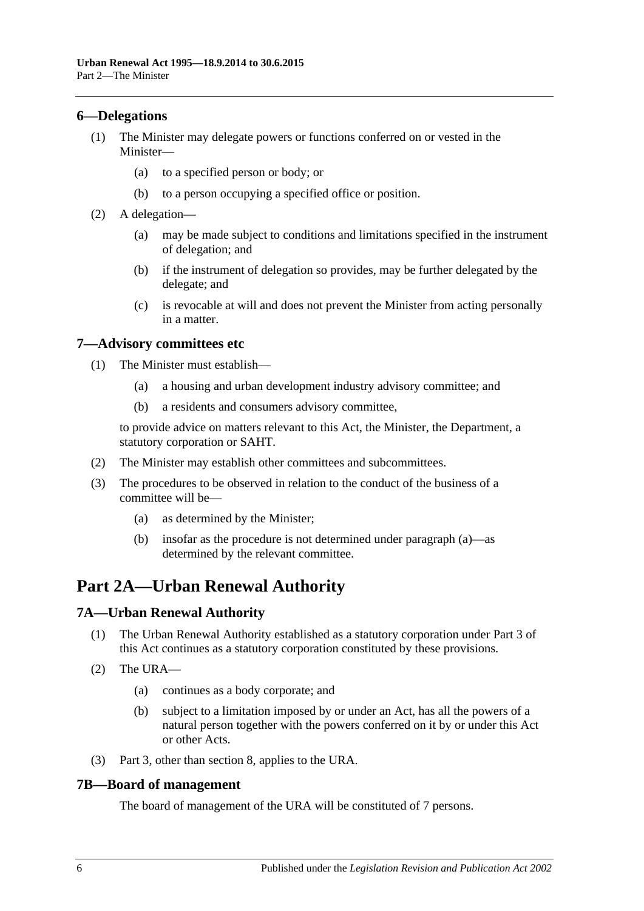## 6—Delegations

(1) The Minister may delegate powers or functions conferred on or vested in the Minister—

(a) to a specified person or body; or

(b) to a person occupying a specified office or position.

(2) A delegation—

(a) may be made subject to conditions and limitations specified in the instrument of delegation; and

(b) if the instrument of delegation so provides, may be further delegated by the delegate; and

(c) is revocable at will and does not prevent the Minister from acting personally in a matter.

## 7—Advisory committees etc

(1) The Minister must establish—

(a) a housing and urban development industry advisory committee; and

(b) a residents and consumers advisory committee,

to provide advice on matters relevant to this Act, the Minister, the Department, a statutory corporation or SAHT.

(2) The Minister may establish other committees and subcommittees.

(3) The procedures to be observed in relation to the conduct of the business of a committee will be—

(a) as determined by the Minister;

(b) insofar as the procedure is not determined under paragraph (a)—as determined by the relevant committee.

# Part 2A—Urban Renewal Authority

## 7A—Urban Renewal Authority

(1) The Urban Renewal Authority established as a statutory corporation under Part 3 of this Act continues as a statutory corporation constituted by these provisions.

(2) The URA—

(a) continues as a body corporate; and

(b) subject to a limitation imposed by or under an Act, has all the powers of a natural person together with the powers conferred on it by or under this Act or other Acts.

(3) Part 3, other than section 8, applies to the URA.

## 7B—Board of management

The board of management of the URA will be constituted of 7 persons.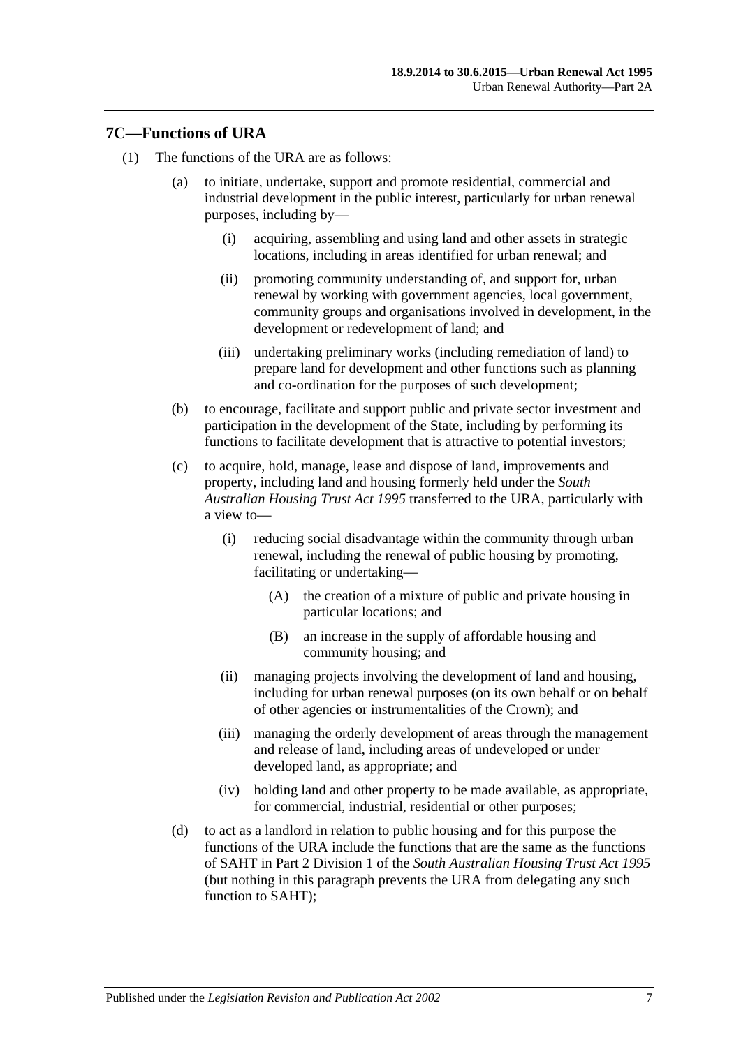## 7C—Functions of URA

(1) The functions of the URA are as follows:

(a) to initiate, undertake, support and promote residential, commercial and industrial development in the public interest, particularly for urban renewal purposes, including by—

(i) acquiring, assembling and using land and other assets in strategic locations, including in areas identified for urban renewal; and

(ii) promoting community understanding of, and support for, urban renewal by working with government agencies, local government, community groups and organisations involved in development, in the development or redevelopment of land; and

(iii) undertaking preliminary works (including remediation of land) to prepare land for development and other functions such as planning and co-ordination for the purposes of such development;

(b) to encourage, facilitate and support public and private sector investment and participation in the development of the State, including by performing its functions to facilitate development that is attractive to potential investors;

(c) to acquire, hold, manage, lease and dispose of land, improvements and property, including land and housing formerly held under the *South Australian Housing Trust Act 1995* transferred to the URA, particularly with a view to—

(i) reducing social disadvantage within the community through urban renewal, including the renewal of public housing by promoting, facilitating or undertaking—

(A) the creation of a mixture of public and private housing in particular locations; and

(B) an increase in the supply of affordable housing and community housing; and

(ii) managing projects involving the development of land and housing, including for urban renewal purposes (on its own behalf or on behalf of other agencies or instrumentalities of the Crown); and

(iii) managing the orderly development of areas through the management and release of land, including areas of undeveloped or under developed land, as appropriate; and

(iv) holding land and other property to be made available, as appropriate, for commercial, industrial, residential or other purposes;

(d) to act as a landlord in relation to public housing and for this purpose the functions of the URA include the functions that are the same as the functions of SAHT in Part 2 Division 1 of the *South Australian Housing Trust Act 1995* (but nothing in this paragraph prevents the URA from delegating any such function to SAHT);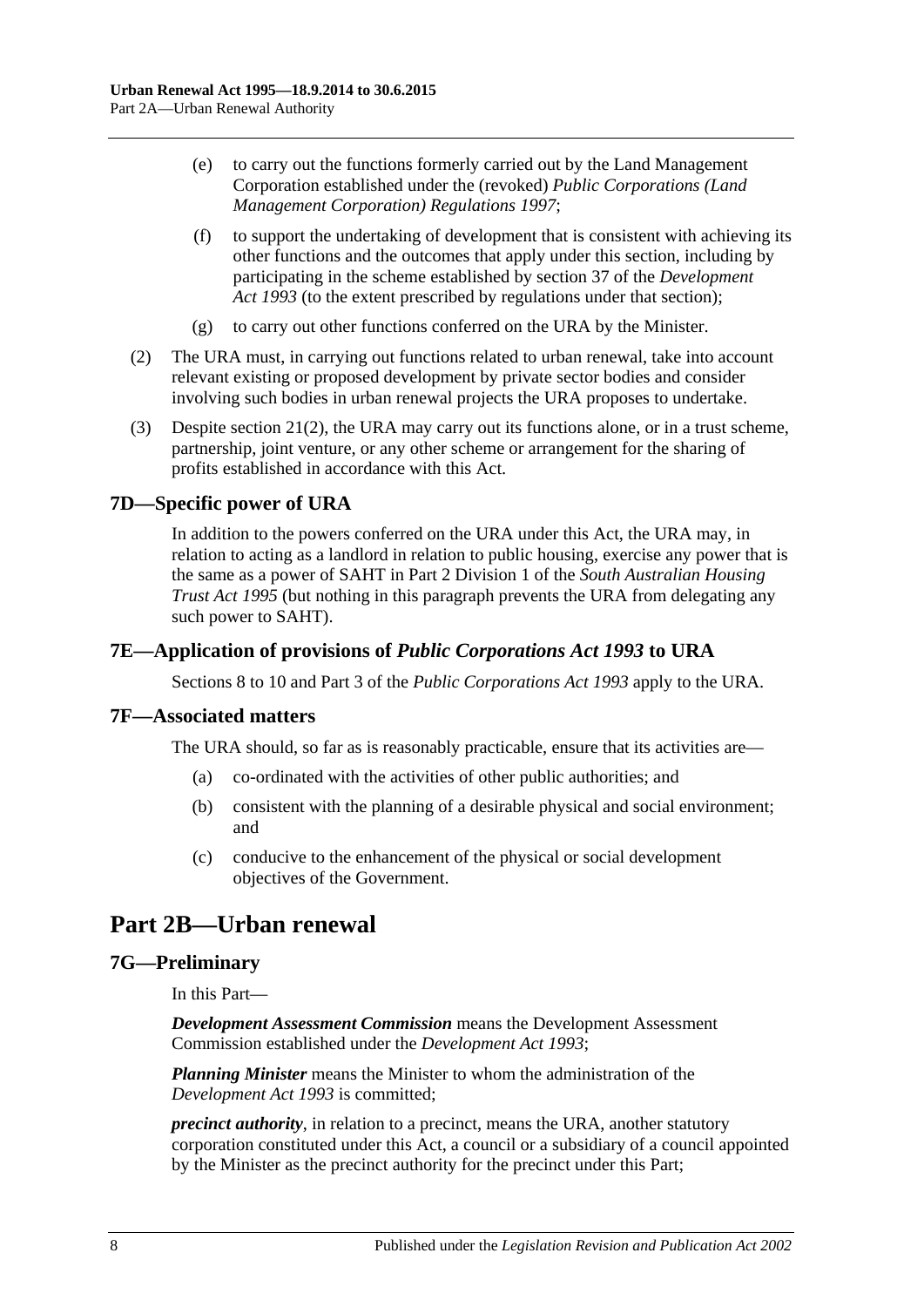(e) to carry out the functions formerly carried out by the Land Management Corporation established under the (revoked) *Public Corporations (Land Management Corporation) Regulations 1997*;

(f) to support the undertaking of development that is consistent with achieving its other functions and the outcomes that apply under this section, including by participating in the scheme established by section 37 of the *Development Act 1993* (to the extent prescribed by regulations under that section);

(g) to carry out other functions conferred on the URA by the Minister.

(2) The URA must, in carrying out functions related to urban renewal, take into account relevant existing or proposed development by private sector bodies and consider involving such bodies in urban renewal projects the URA proposes to undertake.

(3) Despite section 21(2), the URA may carry out its functions alone, or in a trust scheme, partnership, joint venture, or any other scheme or arrangement for the sharing of profits established in accordance with this Act.

## 7D—Specific power of URA

In addition to the powers conferred on the URA under this Act, the URA may, in relation to acting as a landlord in relation to public housing, exercise any power that is the same as a power of SAHT in Part 2 Division 1 of the *South Australian Housing Trust Act 1995* (but nothing in this paragraph prevents the URA from delegating any such power to SAHT).

## 7E—Application of provisions of *Public Corporations Act 1993* to URA

Sections 8 to 10 and Part 3 of the *Public Corporations Act 1993* apply to the URA.

## 7F—Associated matters

The URA should, so far as is reasonably practicable, ensure that its activities are—

(a) co-ordinated with the activities of other public authorities; and

(b) consistent with the planning of a desirable physical and social environment; and

(c) conducive to the enhancement of the physical or social development objectives of the Government.

# Part 2B—Urban renewal

## 7G—Preliminary

In this Part—

***Development Assessment Commission*** means the Development Assessment Commission established under the *Development Act 1993*;

***Planning Minister*** means the Minister to whom the administration of the *Development Act 1993* is committed;

***precinct authority***, in relation to a precinct, means the URA, another statutory corporation constituted under this Act, a council or a subsidiary of a council appointed by the Minister as the precinct authority for the precinct under this Part;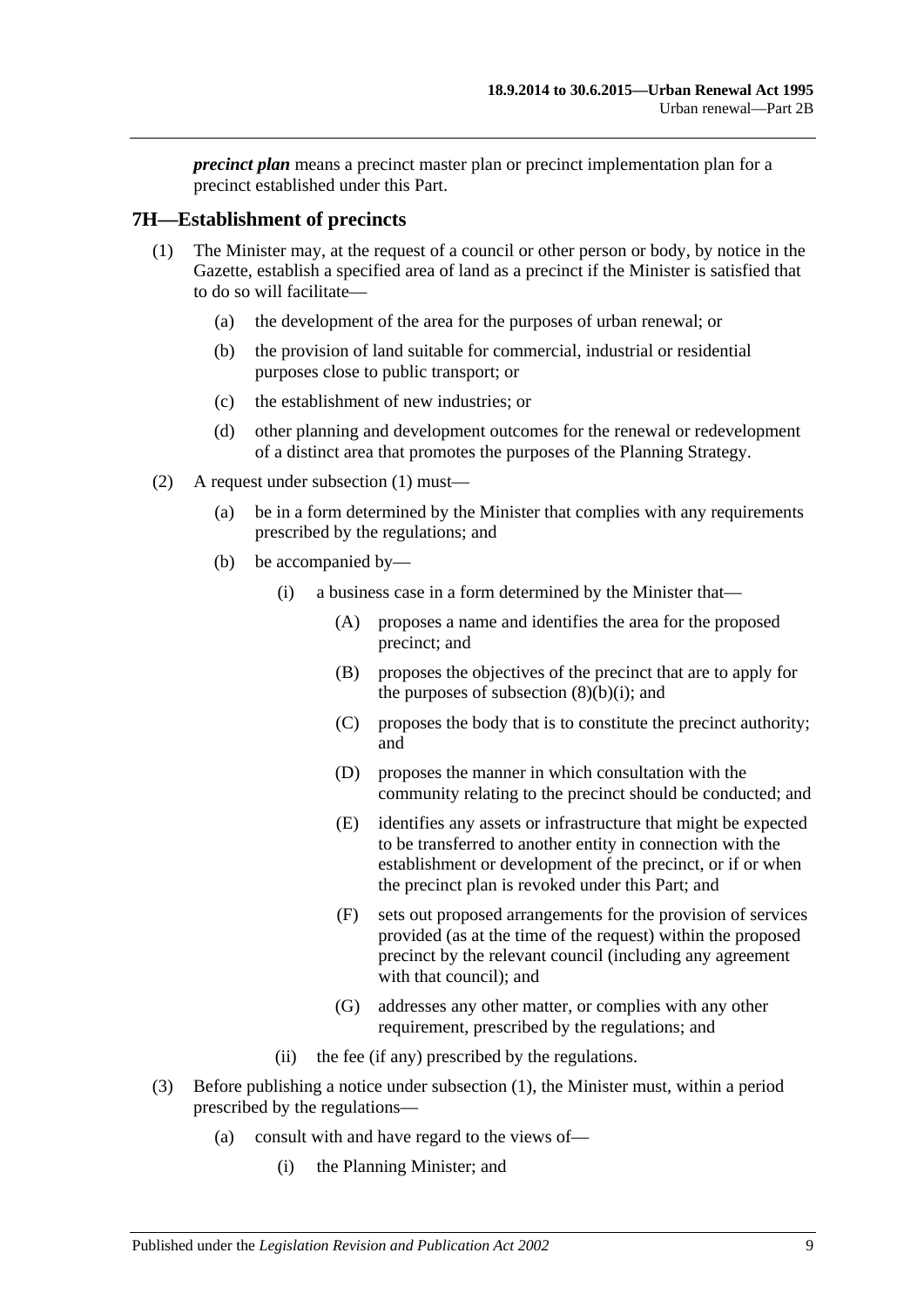***precinct plan*** means a precinct master plan or precinct implementation plan for a precinct established under this Part.

## 7H—Establishment of precincts

(1) The Minister may, at the request of a council or other person or body, by notice in the Gazette, establish a specified area of land as a precinct if the Minister is satisfied that to do so will facilitate—

(a) the development of the area for the purposes of urban renewal; or

(b) the provision of land suitable for commercial, industrial or residential purposes close to public transport; or

(c) the establishment of new industries; or

(d) other planning and development outcomes for the renewal or redevelopment of a distinct area that promotes the purposes of the Planning Strategy.

(2) A request under subsection (1) must—

(a) be in a form determined by the Minister that complies with any requirements prescribed by the regulations; and

(b) be accompanied by—

(i) a business case in a form determined by the Minister that—

(A) proposes a name and identifies the area for the proposed precinct; and

(B) proposes the objectives of the precinct that are to apply for the purposes of subsection (8)(b)(i); and

(C) proposes the body that is to constitute the precinct authority; and

(D) proposes the manner in which consultation with the community relating to the precinct should be conducted; and

(E) identifies any assets or infrastructure that might be expected to be transferred to another entity in connection with the establishment or development of the precinct, or if or when the precinct plan is revoked under this Part; and

(F) sets out proposed arrangements for the provision of services provided (as at the time of the request) within the proposed precinct by the relevant council (including any agreement with that council); and

(G) addresses any other matter, or complies with any other requirement, prescribed by the regulations; and

(ii) the fee (if any) prescribed by the regulations.

(3) Before publishing a notice under subsection (1), the Minister must, within a period prescribed by the regulations—

(a) consult with and have regard to the views of—

(i) the Planning Minister; and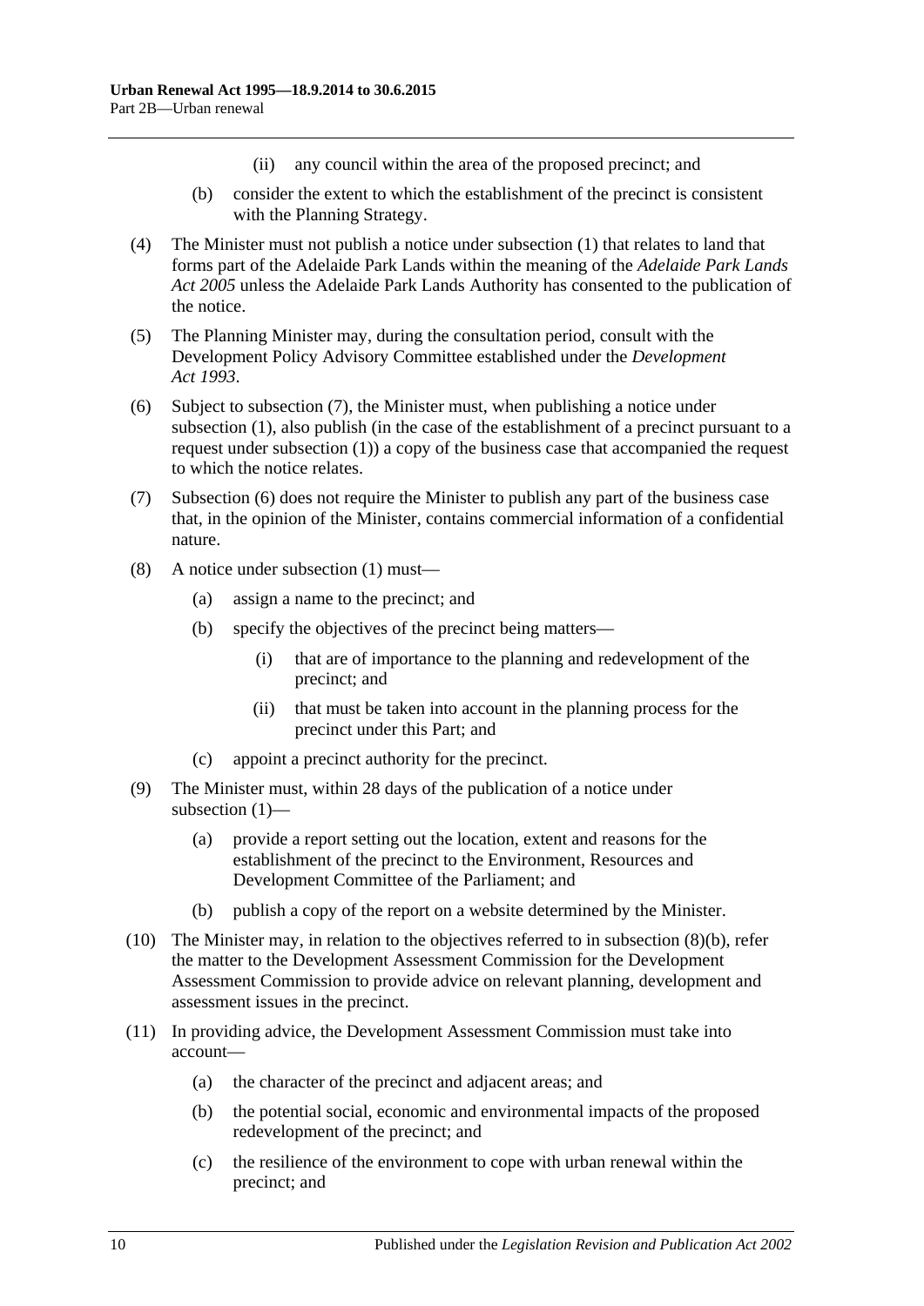(ii) any council within the area of the proposed precinct; and

(b) consider the extent to which the establishment of the precinct is consistent with the Planning Strategy.

(4) The Minister must not publish a notice under subsection (1) that relates to land that forms part of the Adelaide Park Lands within the meaning of the *Adelaide Park Lands Act 2005* unless the Adelaide Park Lands Authority has consented to the publication of the notice.

(5) The Planning Minister may, during the consultation period, consult with the Development Policy Advisory Committee established under the *Development Act 1993*.

(6) Subject to subsection (7), the Minister must, when publishing a notice under subsection (1), also publish (in the case of the establishment of a precinct pursuant to a request under subsection (1)) a copy of the business case that accompanied the request to which the notice relates.

(7) Subsection (6) does not require the Minister to publish any part of the business case that, in the opinion of the Minister, contains commercial information of a confidential nature.

(8) A notice under subsection (1) must—

(a) assign a name to the precinct; and

(b) specify the objectives of the precinct being matters—

(i) that are of importance to the planning and redevelopment of the precinct; and

(ii) that must be taken into account in the planning process for the precinct under this Part; and

(c) appoint a precinct authority for the precinct.

(9) The Minister must, within 28 days of the publication of a notice under subsection (1)—

(a) provide a report setting out the location, extent and reasons for the establishment of the precinct to the Environment, Resources and Development Committee of the Parliament; and

(b) publish a copy of the report on a website determined by the Minister.

(10) The Minister may, in relation to the objectives referred to in subsection (8)(b), refer the matter to the Development Assessment Commission for the Development Assessment Commission to provide advice on relevant planning, development and assessment issues in the precinct.

(11) In providing advice, the Development Assessment Commission must take into account—

(a) the character of the precinct and adjacent areas; and

(b) the potential social, economic and environmental impacts of the proposed redevelopment of the precinct; and

(c) the resilience of the environment to cope with urban renewal within the precinct; and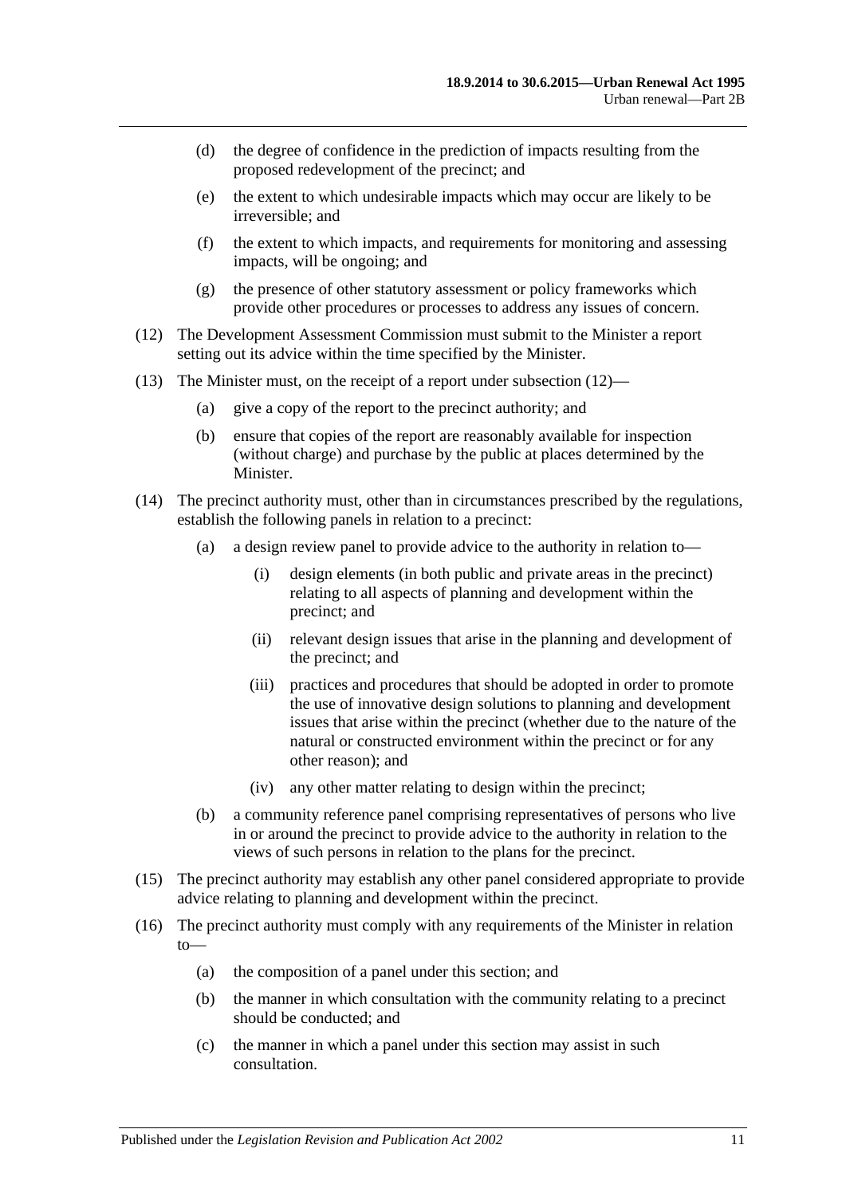(d) the degree of confidence in the prediction of impacts resulting from the proposed redevelopment of the precinct; and

(e) the extent to which undesirable impacts which may occur are likely to be irreversible; and

(f) the extent to which impacts, and requirements for monitoring and assessing impacts, will be ongoing; and

(g) the presence of other statutory assessment or policy frameworks which provide other procedures or processes to address any issues of concern.

(12) The Development Assessment Commission must submit to the Minister a report setting out its advice within the time specified by the Minister.

(13) The Minister must, on the receipt of a report under subsection (12)—

(a) give a copy of the report to the precinct authority; and

(b) ensure that copies of the report are reasonably available for inspection (without charge) and purchase by the public at places determined by the Minister.

(14) The precinct authority must, other than in circumstances prescribed by the regulations, establish the following panels in relation to a precinct:

(a) a design review panel to provide advice to the authority in relation to—

(i) design elements (in both public and private areas in the precinct) relating to all aspects of planning and development within the precinct; and

(ii) relevant design issues that arise in the planning and development of the precinct; and

(iii) practices and procedures that should be adopted in order to promote the use of innovative design solutions to planning and development issues that arise within the precinct (whether due to the nature of the natural or constructed environment within the precinct or for any other reason); and

(iv) any other matter relating to design within the precinct;

(b) a community reference panel comprising representatives of persons who live in or around the precinct to provide advice to the authority in relation to the views of such persons in relation to the plans for the precinct.

(15) The precinct authority may establish any other panel considered appropriate to provide advice relating to planning and development within the precinct.

(16) The precinct authority must comply with any requirements of the Minister in relation to—

(a) the composition of a panel under this section; and

(b) the manner in which consultation with the community relating to a precinct should be conducted; and

(c) the manner in which a panel under this section may assist in such consultation.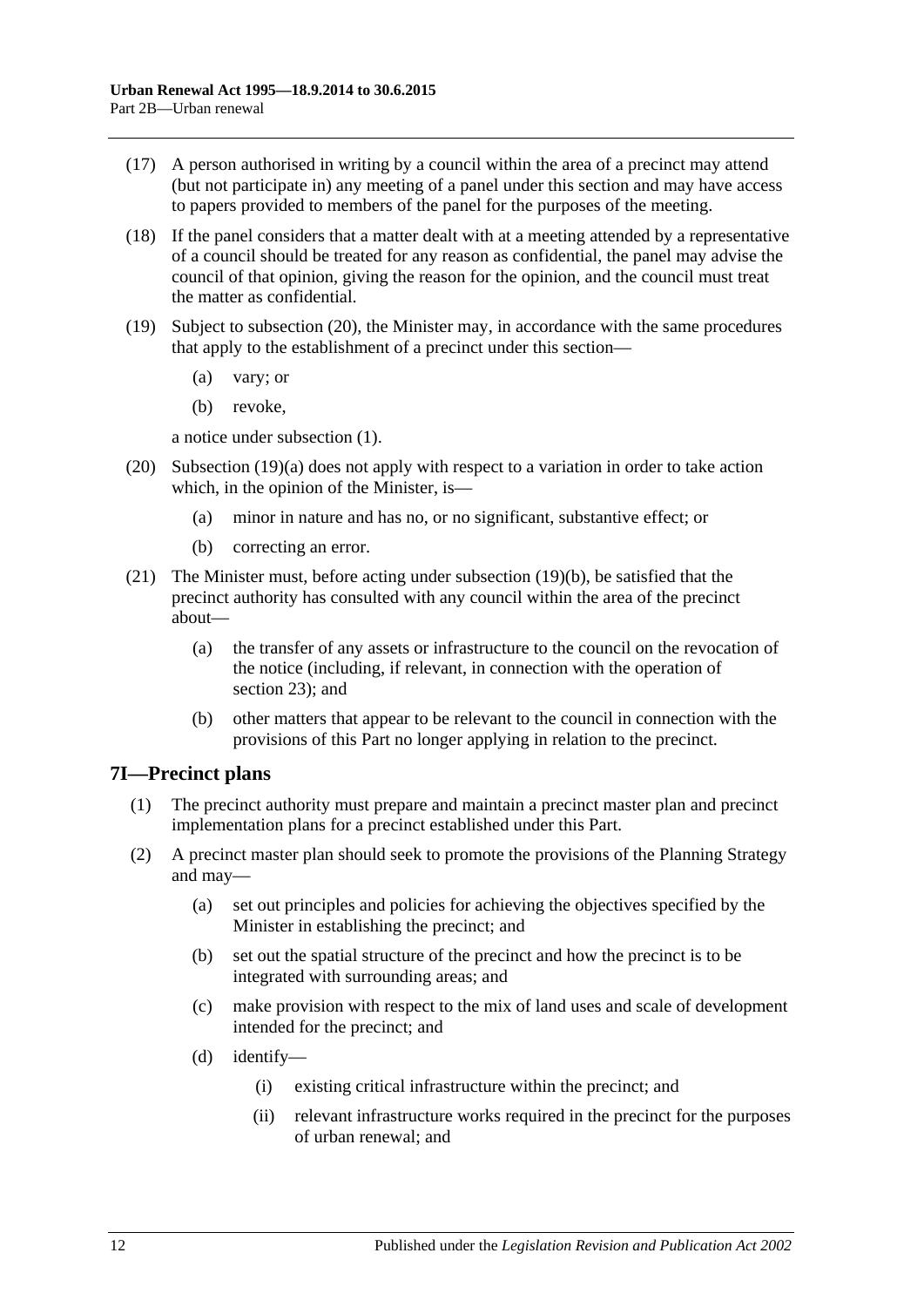(17) A person authorised in writing by a council within the area of a precinct may attend (but not participate in) any meeting of a panel under this section and may have access to papers provided to members of the panel for the purposes of the meeting.

(18) If the panel considers that a matter dealt with at a meeting attended by a representative of a council should be treated for any reason as confidential, the panel may advise the council of that opinion, giving the reason for the opinion, and the council must treat the matter as confidential.

(19) Subject to subsection (20), the Minister may, in accordance with the same procedures that apply to the establishment of a precinct under this section—

- (a) vary; or
- (b) revoke,

a notice under subsection (1).

(20) Subsection (19)(a) does not apply with respect to a variation in order to take action which, in the opinion of the Minister, is—

- (a) minor in nature and has no, or no significant, substantive effect; or
- (b) correcting an error.

(21) The Minister must, before acting under subsection (19)(b), be satisfied that the precinct authority has consulted with any council within the area of the precinct about—

- (a) the transfer of any assets or infrastructure to the council on the revocation of the notice (including, if relevant, in connection with the operation of section 23); and
- (b) other matters that appear to be relevant to the council in connection with the provisions of this Part no longer applying in relation to the precinct.

## 7I—Precinct plans

(1) The precinct authority must prepare and maintain a precinct master plan and precinct implementation plans for a precinct established under this Part.

(2) A precinct master plan should seek to promote the provisions of the Planning Strategy and may—

- (a) set out principles and policies for achieving the objectives specified by the Minister in establishing the precinct; and
- (b) set out the spatial structure of the precinct and how the precinct is to be integrated with surrounding areas; and
- (c) make provision with respect to the mix of land uses and scale of development intended for the precinct; and
- (d) identify—
  - (i) existing critical infrastructure within the precinct; and
  - (ii) relevant infrastructure works required in the precinct for the purposes of urban renewal; and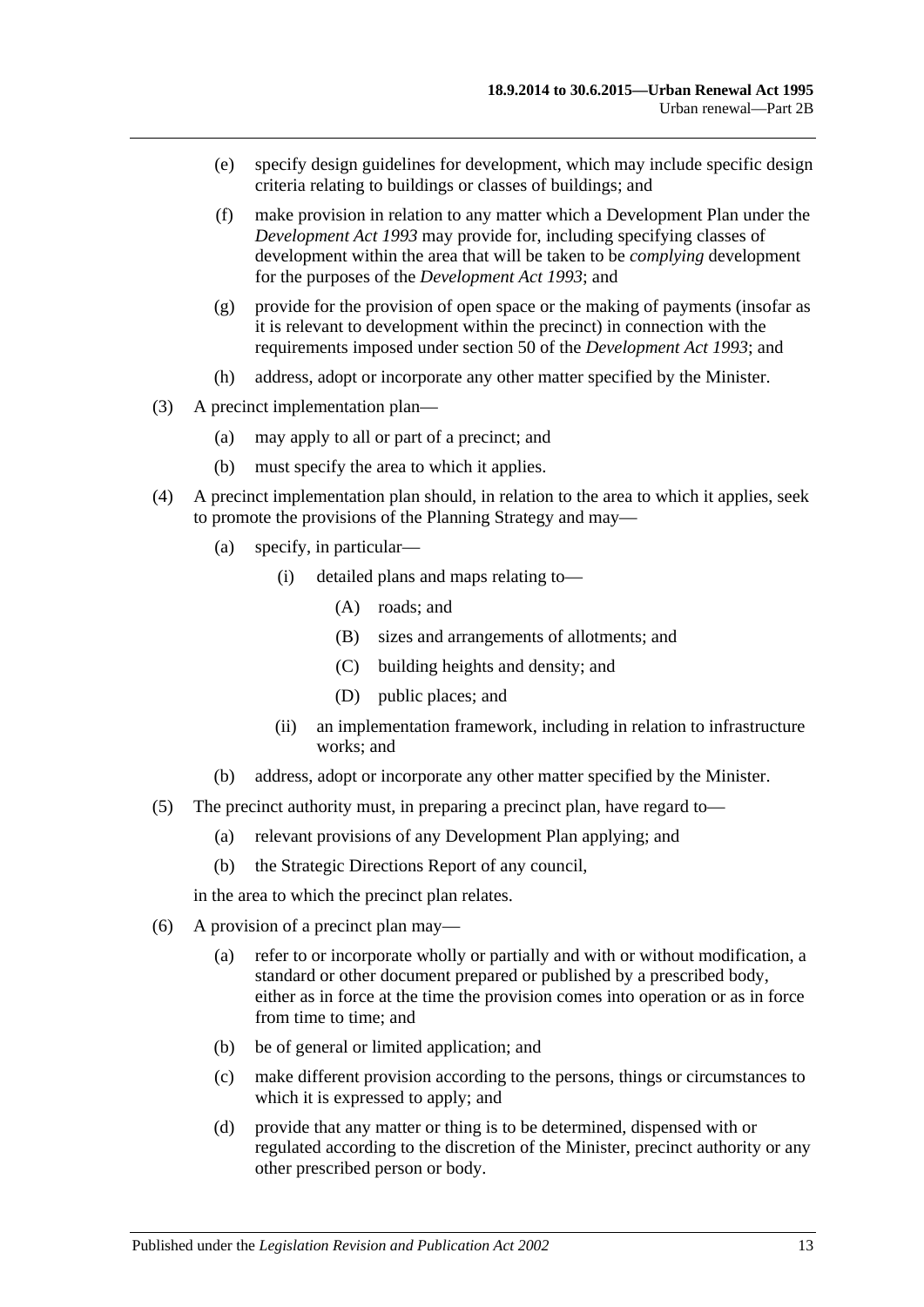(e) specify design guidelines for development, which may include specific design criteria relating to buildings or classes of buildings; and

(f) make provision in relation to any matter which a Development Plan under the *Development Act 1993* may provide for, including specifying classes of development within the area that will be taken to be *complying* development for the purposes of the *Development Act 1993*; and

(g) provide for the provision of open space or the making of payments (insofar as it is relevant to development within the precinct) in connection with the requirements imposed under section 50 of the *Development Act 1993*; and

(h) address, adopt or incorporate any other matter specified by the Minister.

(3) A precinct implementation plan—

(a) may apply to all or part of a precinct; and

(b) must specify the area to which it applies.

(4) A precinct implementation plan should, in relation to the area to which it applies, seek to promote the provisions of the Planning Strategy and may—

(a) specify, in particular—

(i) detailed plans and maps relating to—

(A) roads; and

(B) sizes and arrangements of allotments; and

(C) building heights and density; and

(D) public places; and

(ii) an implementation framework, including in relation to infrastructure works; and

(b) address, adopt or incorporate any other matter specified by the Minister.

(5) The precinct authority must, in preparing a precinct plan, have regard to—

(a) relevant provisions of any Development Plan applying; and

(b) the Strategic Directions Report of any council,

in the area to which the precinct plan relates.

(6) A provision of a precinct plan may—

(a) refer to or incorporate wholly or partially and with or without modification, a standard or other document prepared or published by a prescribed body, either as in force at the time the provision comes into operation or as in force from time to time; and

(b) be of general or limited application; and

(c) make different provision according to the persons, things or circumstances to which it is expressed to apply; and

(d) provide that any matter or thing is to be determined, dispensed with or regulated according to the discretion of the Minister, precinct authority or any other prescribed person or body.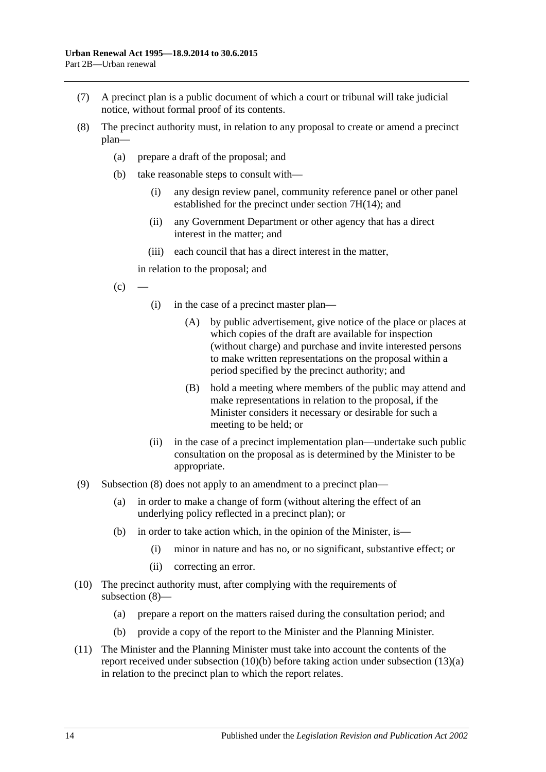(7) A precinct plan is a public document of which a court or tribunal will take judicial notice, without formal proof of its contents.

(8) The precinct authority must, in relation to any proposal to create or amend a precinct plan—

(a) prepare a draft of the proposal; and

(b) take reasonable steps to consult with—

(i) any design review panel, community reference panel or other panel established for the precinct under section 7H(14); and

(ii) any Government Department or other agency that has a direct interest in the matter; and

(iii) each council that has a direct interest in the matter,

in relation to the proposal; and

(c) —

(i) in the case of a precinct master plan—

(A) by public advertisement, give notice of the place or places at which copies of the draft are available for inspection (without charge) and purchase and invite interested persons to make written representations on the proposal within a period specified by the precinct authority; and

(B) hold a meeting where members of the public may attend and make representations in relation to the proposal, if the Minister considers it necessary or desirable for such a meeting to be held; or

(ii) in the case of a precinct implementation plan—undertake such public consultation on the proposal as is determined by the Minister to be appropriate.

(9) Subsection (8) does not apply to an amendment to a precinct plan—

(a) in order to make a change of form (without altering the effect of an underlying policy reflected in a precinct plan); or

(b) in order to take action which, in the opinion of the Minister, is—

(i) minor in nature and has no, or no significant, substantive effect; or

(ii) correcting an error.

(10) The precinct authority must, after complying with the requirements of subsection (8)—

(a) prepare a report on the matters raised during the consultation period; and

(b) provide a copy of the report to the Minister and the Planning Minister.

(11) The Minister and the Planning Minister must take into account the contents of the report received under subsection (10)(b) before taking action under subsection (13)(a) in relation to the precinct plan to which the report relates.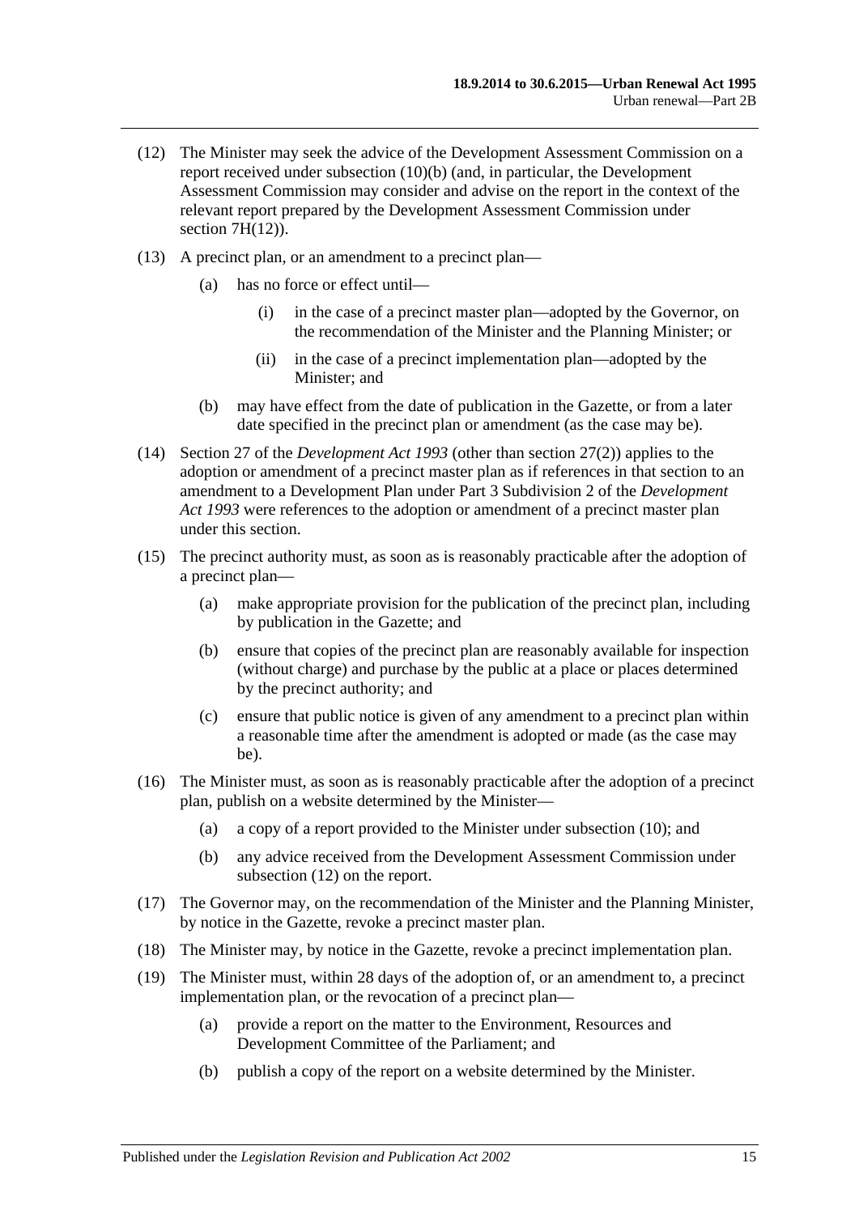(12) The Minister may seek the advice of the Development Assessment Commission on a report received under subsection (10)(b) (and, in particular, the Development Assessment Commission may consider and advise on the report in the context of the relevant report prepared by the Development Assessment Commission under section 7H(12)).

(13) A precinct plan, or an amendment to a precinct plan—

(a) has no force or effect until—

(i) in the case of a precinct master plan—adopted by the Governor, on the recommendation of the Minister and the Planning Minister; or

(ii) in the case of a precinct implementation plan—adopted by the Minister; and

(b) may have effect from the date of publication in the Gazette, or from a later date specified in the precinct plan or amendment (as the case may be).

(14) Section 27 of the *Development Act 1993* (other than section 27(2)) applies to the adoption or amendment of a precinct master plan as if references in that section to an amendment to a Development Plan under Part 3 Subdivision 2 of the *Development Act 1993* were references to the adoption or amendment of a precinct master plan under this section.

(15) The precinct authority must, as soon as is reasonably practicable after the adoption of a precinct plan—

(a) make appropriate provision for the publication of the precinct plan, including by publication in the Gazette; and

(b) ensure that copies of the precinct plan are reasonably available for inspection (without charge) and purchase by the public at a place or places determined by the precinct authority; and

(c) ensure that public notice is given of any amendment to a precinct plan within a reasonable time after the amendment is adopted or made (as the case may be).

(16) The Minister must, as soon as is reasonably practicable after the adoption of a precinct plan, publish on a website determined by the Minister—

(a) a copy of a report provided to the Minister under subsection (10); and

(b) any advice received from the Development Assessment Commission under subsection (12) on the report.

(17) The Governor may, on the recommendation of the Minister and the Planning Minister, by notice in the Gazette, revoke a precinct master plan.

(18) The Minister may, by notice in the Gazette, revoke a precinct implementation plan.

(19) The Minister must, within 28 days of the adoption of, or an amendment to, a precinct implementation plan, or the revocation of a precinct plan—

(a) provide a report on the matter to the Environment, Resources and Development Committee of the Parliament; and

(b) publish a copy of the report on a website determined by the Minister.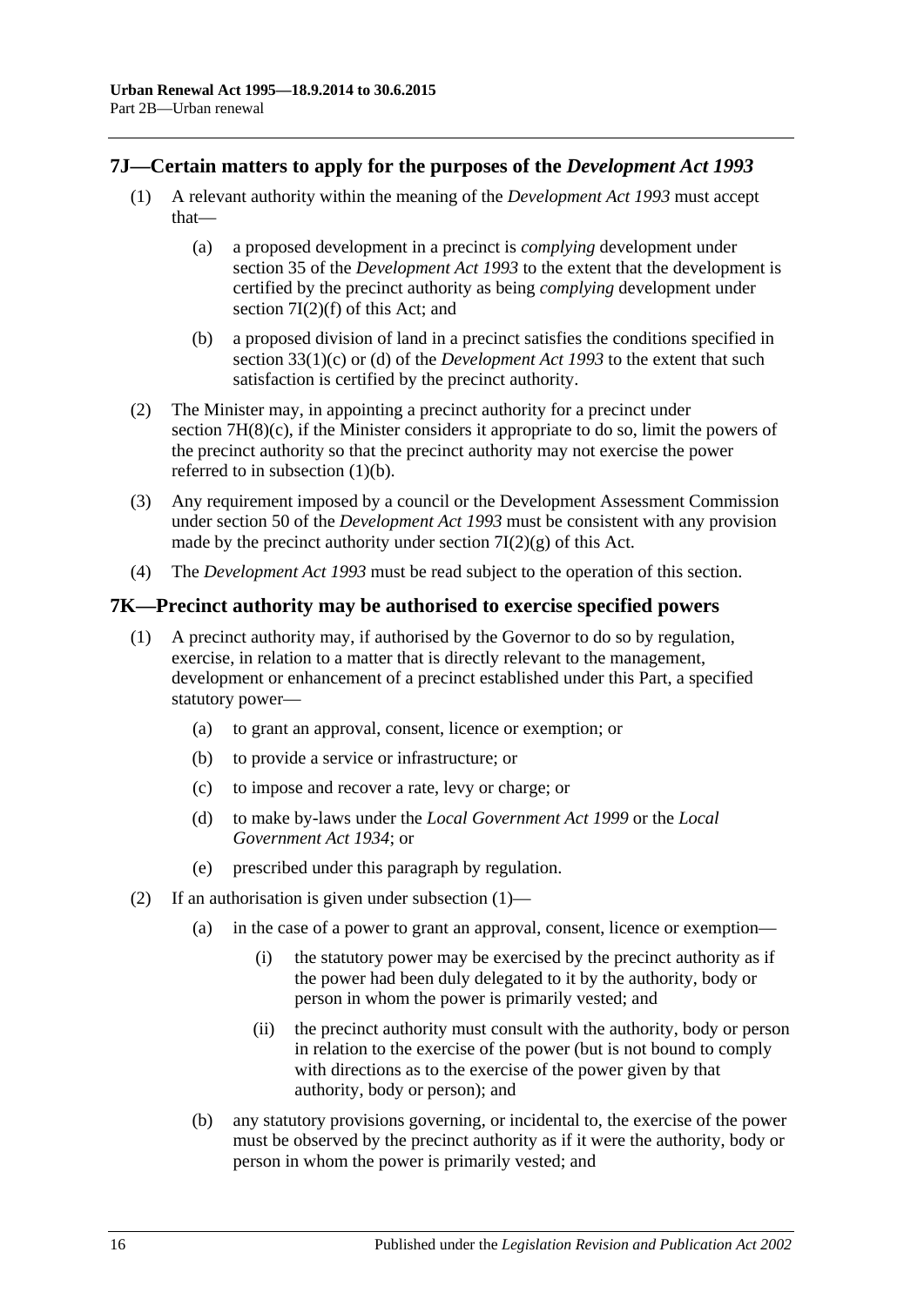## 7J—Certain matters to apply for the purposes of the *Development Act 1993*

(1) A relevant authority within the meaning of the *Development Act 1993* must accept that—

  (a) a proposed development in a precinct is *complying* development under section 35 of the *Development Act 1993* to the extent that the development is certified by the precinct authority as being *complying* development under section 7I(2)(f) of this Act; and

  (b) a proposed division of land in a precinct satisfies the conditions specified in section 33(1)(c) or (d) of the *Development Act 1993* to the extent that such satisfaction is certified by the precinct authority.

(2) The Minister may, in appointing a precinct authority for a precinct under section 7H(8)(c), if the Minister considers it appropriate to do so, limit the powers of the precinct authority so that the precinct authority may not exercise the power referred to in subsection (1)(b).

(3) Any requirement imposed by a council or the Development Assessment Commission under section 50 of the *Development Act 1993* must be consistent with any provision made by the precinct authority under section 7I(2)(g) of this Act.

(4) The *Development Act 1993* must be read subject to the operation of this section.

## 7K—Precinct authority may be authorised to exercise specified powers

(1) A precinct authority may, if authorised by the Governor to do so by regulation, exercise, in relation to a matter that is directly relevant to the management, development or enhancement of a precinct established under this Part, a specified statutory power—

  (a) to grant an approval, consent, licence or exemption; or

  (b) to provide a service or infrastructure; or

  (c) to impose and recover a rate, levy or charge; or

  (d) to make by-laws under the *Local Government Act 1999* or the *Local Government Act 1934*; or

  (e) prescribed under this paragraph by regulation.

(2) If an authorisation is given under subsection (1)—

  (a) in the case of a power to grant an approval, consent, licence or exemption—

    (i) the statutory power may be exercised by the precinct authority as if the power had been duly delegated to it by the authority, body or person in whom the power is primarily vested; and

    (ii) the precinct authority must consult with the authority, body or person in relation to the exercise of the power (but is not bound to comply with directions as to the exercise of the power given by that authority, body or person); and

  (b) any statutory provisions governing, or incidental to, the exercise of the power must be observed by the precinct authority as if it were the authority, body or person in whom the power is primarily vested; and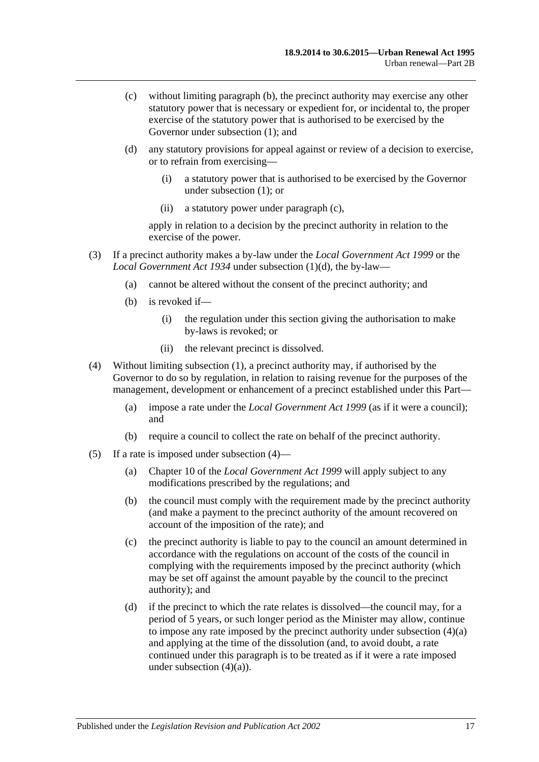(c) without limiting paragraph (b), the precinct authority may exercise any other statutory power that is necessary or expedient for, or incidental to, the proper exercise of the statutory power that is authorised to be exercised by the Governor under subsection (1); and

(d) any statutory provisions for appeal against or review of a decision to exercise, or to refrain from exercising—

(i) a statutory power that is authorised to be exercised by the Governor under subsection (1); or

(ii) a statutory power under paragraph (c),

apply in relation to a decision by the precinct authority in relation to the exercise of the power.

(3) If a precinct authority makes a by-law under the *Local Government Act 1999* or the *Local Government Act 1934* under subsection (1)(d), the by-law—

(a) cannot be altered without the consent of the precinct authority; and

(b) is revoked if—

(i) the regulation under this section giving the authorisation to make by-laws is revoked; or

(ii) the relevant precinct is dissolved.

(4) Without limiting subsection (1), a precinct authority may, if authorised by the Governor to do so by regulation, in relation to raising revenue for the purposes of the management, development or enhancement of a precinct established under this Part—

(a) impose a rate under the *Local Government Act 1999* (as if it were a council); and

(b) require a council to collect the rate on behalf of the precinct authority.

(5) If a rate is imposed under subsection (4)—

(a) Chapter 10 of the *Local Government Act 1999* will apply subject to any modifications prescribed by the regulations; and

(b) the council must comply with the requirement made by the precinct authority (and make a payment to the precinct authority of the amount recovered on account of the imposition of the rate); and

(c) the precinct authority is liable to pay to the council an amount determined in accordance with the regulations on account of the costs of the council in complying with the requirements imposed by the precinct authority (which may be set off against the amount payable by the council to the precinct authority); and

(d) if the precinct to which the rate relates is dissolved—the council may, for a period of 5 years, or such longer period as the Minister may allow, continue to impose any rate imposed by the precinct authority under subsection (4)(a) and applying at the time of the dissolution (and, to avoid doubt, a rate continued under this paragraph is to be treated as if it were a rate imposed under subsection (4)(a)).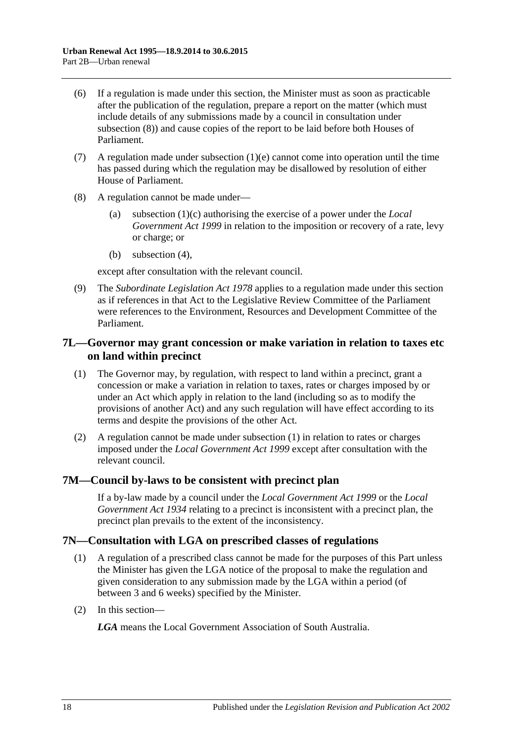(6) If a regulation is made under this section, the Minister must as soon as practicable after the publication of the regulation, prepare a report on the matter (which must include details of any submissions made by a council in consultation under subsection (8)) and cause copies of the report to be laid before both Houses of Parliament.

(7) A regulation made under subsection (1)(e) cannot come into operation until the time has passed during which the regulation may be disallowed by resolution of either House of Parliament.

(8) A regulation cannot be made under—

(a) subsection (1)(c) authorising the exercise of a power under the *Local Government Act 1999* in relation to the imposition or recovery of a rate, levy or charge; or

(b) subsection (4),

except after consultation with the relevant council.

(9) The *Subordinate Legislation Act 1978* applies to a regulation made under this section as if references in that Act to the Legislative Review Committee of the Parliament were references to the Environment, Resources and Development Committee of the Parliament.

## 7L—Governor may grant concession or make variation in relation to taxes etc on land within precinct

(1) The Governor may, by regulation, with respect to land within a precinct, grant a concession or make a variation in relation to taxes, rates or charges imposed by or under an Act which apply in relation to the land (including so as to modify the provisions of another Act) and any such regulation will have effect according to its terms and despite the provisions of the other Act.

(2) A regulation cannot be made under subsection (1) in relation to rates or charges imposed under the *Local Government Act 1999* except after consultation with the relevant council.

## 7M—Council by-laws to be consistent with precinct plan

If a by-law made by a council under the *Local Government Act 1999* or the *Local Government Act 1934* relating to a precinct is inconsistent with a precinct plan, the precinct plan prevails to the extent of the inconsistency.

## 7N—Consultation with LGA on prescribed classes of regulations

(1) A regulation of a prescribed class cannot be made for the purposes of this Part unless the Minister has given the LGA notice of the proposal to make the regulation and given consideration to any submission made by the LGA within a period (of between 3 and 6 weeks) specified by the Minister.

(2) In this section—

***LGA*** means the Local Government Association of South Australia.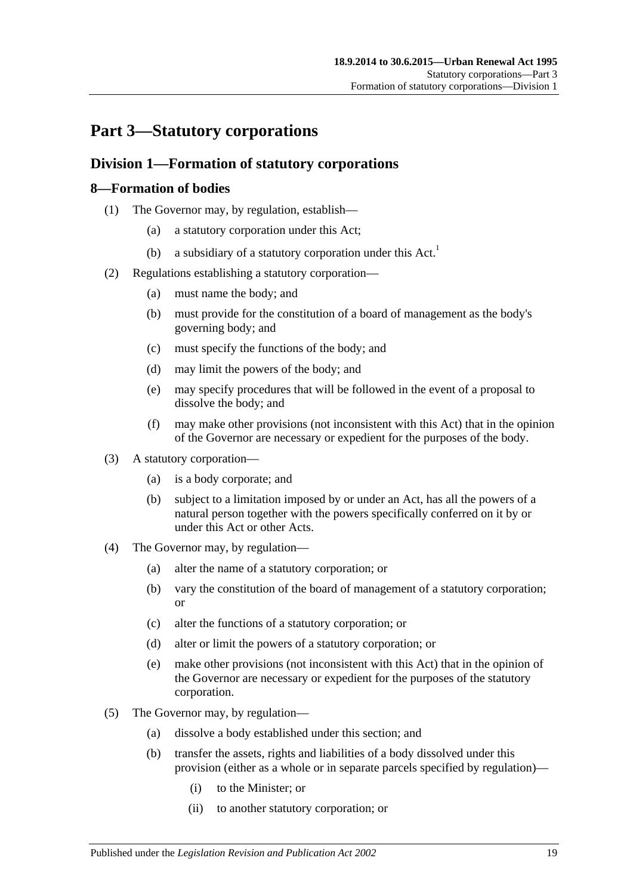# Part 3—Statutory corporations

## Division 1—Formation of statutory corporations

### 8—Formation of bodies

(1) The Governor may, by regulation, establish—

  (a) a statutory corporation under this Act;

  (b) a subsidiary of a statutory corporation under this Act.[1]

(2) Regulations establishing a statutory corporation—

  (a) must name the body; and

  (b) must provide for the constitution of a board of management as the body's governing body; and

  (c) must specify the functions of the body; and

  (d) may limit the powers of the body; and

  (e) may specify procedures that will be followed in the event of a proposal to dissolve the body; and

  (f) may make other provisions (not inconsistent with this Act) that in the opinion of the Governor are necessary or expedient for the purposes of the body.

(3) A statutory corporation—

  (a) is a body corporate; and

  (b) subject to a limitation imposed by or under an Act, has all the powers of a natural person together with the powers specifically conferred on it by or under this Act or other Acts.

(4) The Governor may, by regulation—

  (a) alter the name of a statutory corporation; or

  (b) vary the constitution of the board of management of a statutory corporation; or

  (c) alter the functions of a statutory corporation; or

  (d) alter or limit the powers of a statutory corporation; or

  (e) make other provisions (not inconsistent with this Act) that in the opinion of the Governor are necessary or expedient for the purposes of the statutory corporation.

(5) The Governor may, by regulation—

  (a) dissolve a body established under this section; and

  (b) transfer the assets, rights and liabilities of a body dissolved under this provision (either as a whole or in separate parcels specified by regulation)—

    (i) to the Minister; or

    (ii) to another statutory corporation; or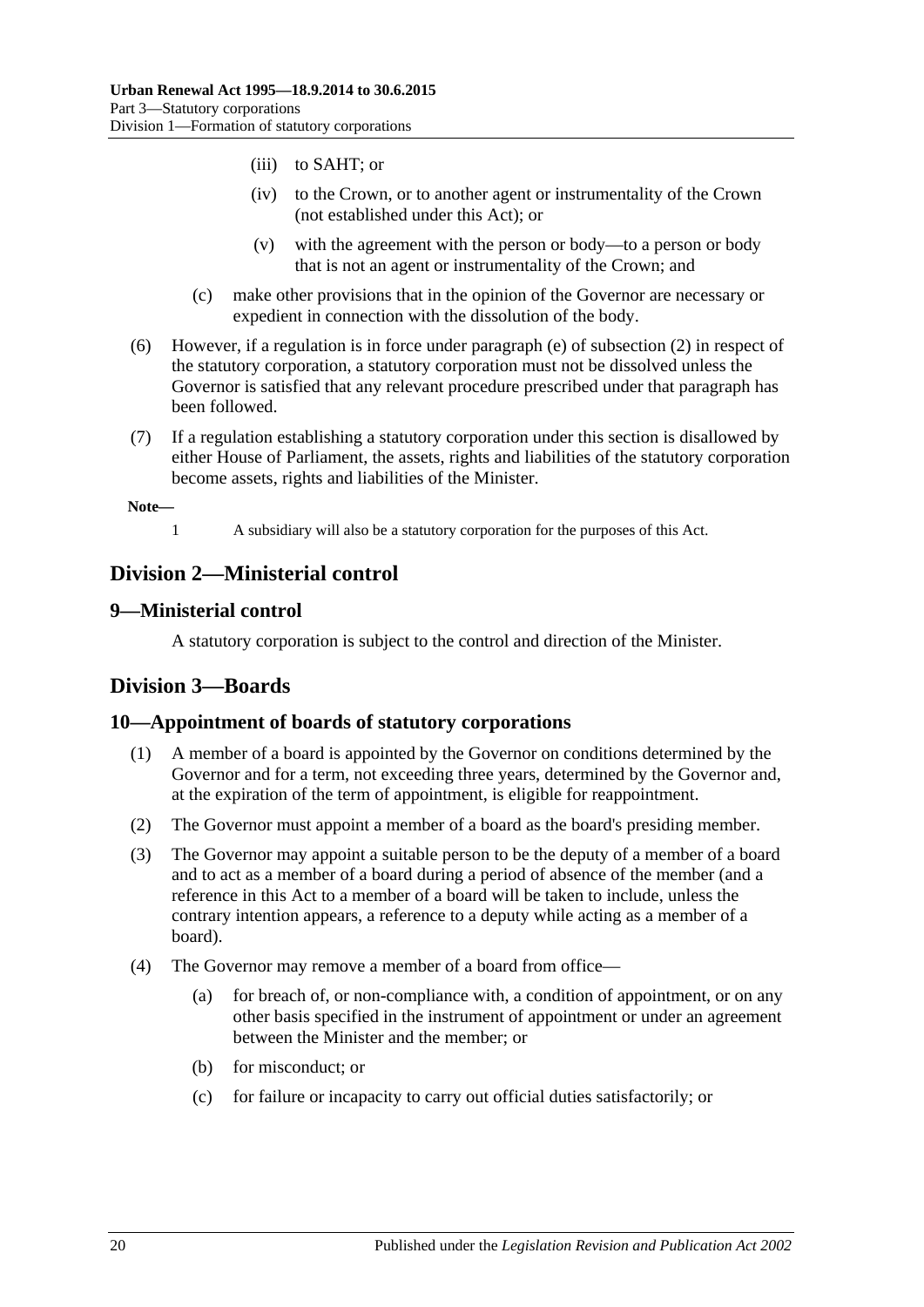- (iii) to SAHT; or
- (iv) to the Crown, or to another agent or instrumentality of the Crown (not established under this Act); or
- (v) with the agreement with the person or body—to a person or body that is not an agent or instrumentality of the Crown; and
- (c) make other provisions that in the opinion of the Governor are necessary or expedient in connection with the dissolution of the body.

(6) However, if a regulation is in force under paragraph (e) of subsection (2) in respect of the statutory corporation, a statutory corporation must not be dissolved unless the Governor is satisfied that any relevant procedure prescribed under that paragraph has been followed.

(7) If a regulation establishing a statutory corporation under this section is disallowed by either House of Parliament, the assets, rights and liabilities of the statutory corporation become assets, rights and liabilities of the Minister.

**Note—**

1 A subsidiary will also be a statutory corporation for the purposes of this Act.

## Division 2—Ministerial control

### 9—Ministerial control

A statutory corporation is subject to the control and direction of the Minister.

## Division 3—Boards

### 10—Appointment of boards of statutory corporations

(1) A member of a board is appointed by the Governor on conditions determined by the Governor and for a term, not exceeding three years, determined by the Governor and, at the expiration of the term of appointment, is eligible for reappointment.

(2) The Governor must appoint a member of a board as the board's presiding member.

(3) The Governor may appoint a suitable person to be the deputy of a member of a board and to act as a member of a board during a period of absence of the member (and a reference in this Act to a member of a board will be taken to include, unless the contrary intention appears, a reference to a deputy while acting as a member of a board).

(4) The Governor may remove a member of a board from office—

- (a) for breach of, or non-compliance with, a condition of appointment, or on any other basis specified in the instrument of appointment or under an agreement between the Minister and the member; or
- (b) for misconduct; or
- (c) for failure or incapacity to carry out official duties satisfactorily; or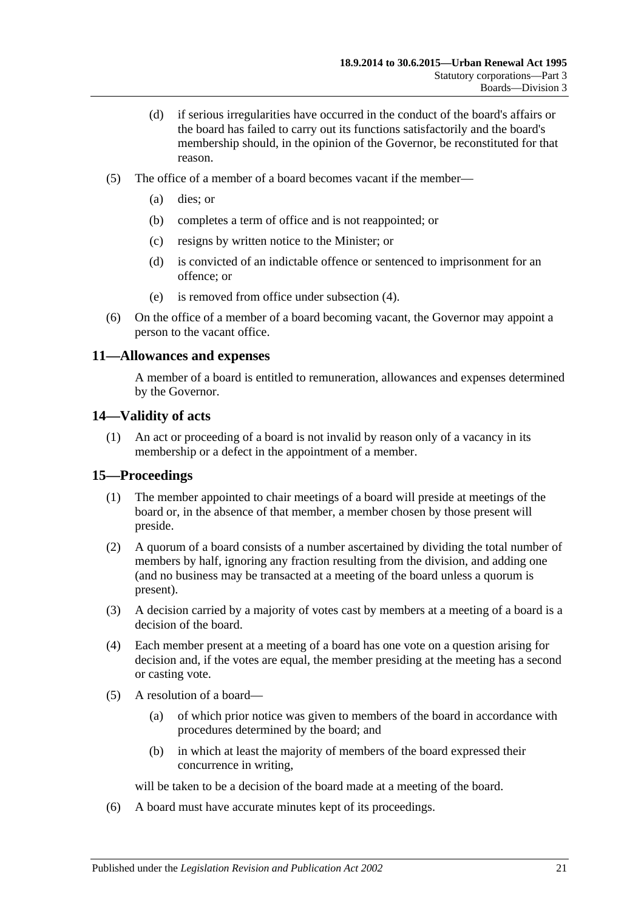(d) if serious irregularities have occurred in the conduct of the board's affairs or the board has failed to carry out its functions satisfactorily and the board's membership should, in the opinion of the Governor, be reconstituted for that reason.

(5) The office of a member of a board becomes vacant if the member—

(a) dies; or

(b) completes a term of office and is not reappointed; or

(c) resigns by written notice to the Minister; or

(d) is convicted of an indictable offence or sentenced to imprisonment for an offence; or

(e) is removed from office under subsection (4).

(6) On the office of a member of a board becoming vacant, the Governor may appoint a person to the vacant office.

## 11—Allowances and expenses

A member of a board is entitled to remuneration, allowances and expenses determined by the Governor.

## 14—Validity of acts

(1) An act or proceeding of a board is not invalid by reason only of a vacancy in its membership or a defect in the appointment of a member.

## 15—Proceedings

(1) The member appointed to chair meetings of a board will preside at meetings of the board or, in the absence of that member, a member chosen by those present will preside.

(2) A quorum of a board consists of a number ascertained by dividing the total number of members by half, ignoring any fraction resulting from the division, and adding one (and no business may be transacted at a meeting of the board unless a quorum is present).

(3) A decision carried by a majority of votes cast by members at a meeting of a board is a decision of the board.

(4) Each member present at a meeting of a board has one vote on a question arising for decision and, if the votes are equal, the member presiding at the meeting has a second or casting vote.

(5) A resolution of a board—

(a) of which prior notice was given to members of the board in accordance with procedures determined by the board; and

(b) in which at least the majority of members of the board expressed their concurrence in writing,

will be taken to be a decision of the board made at a meeting of the board.

(6) A board must have accurate minutes kept of its proceedings.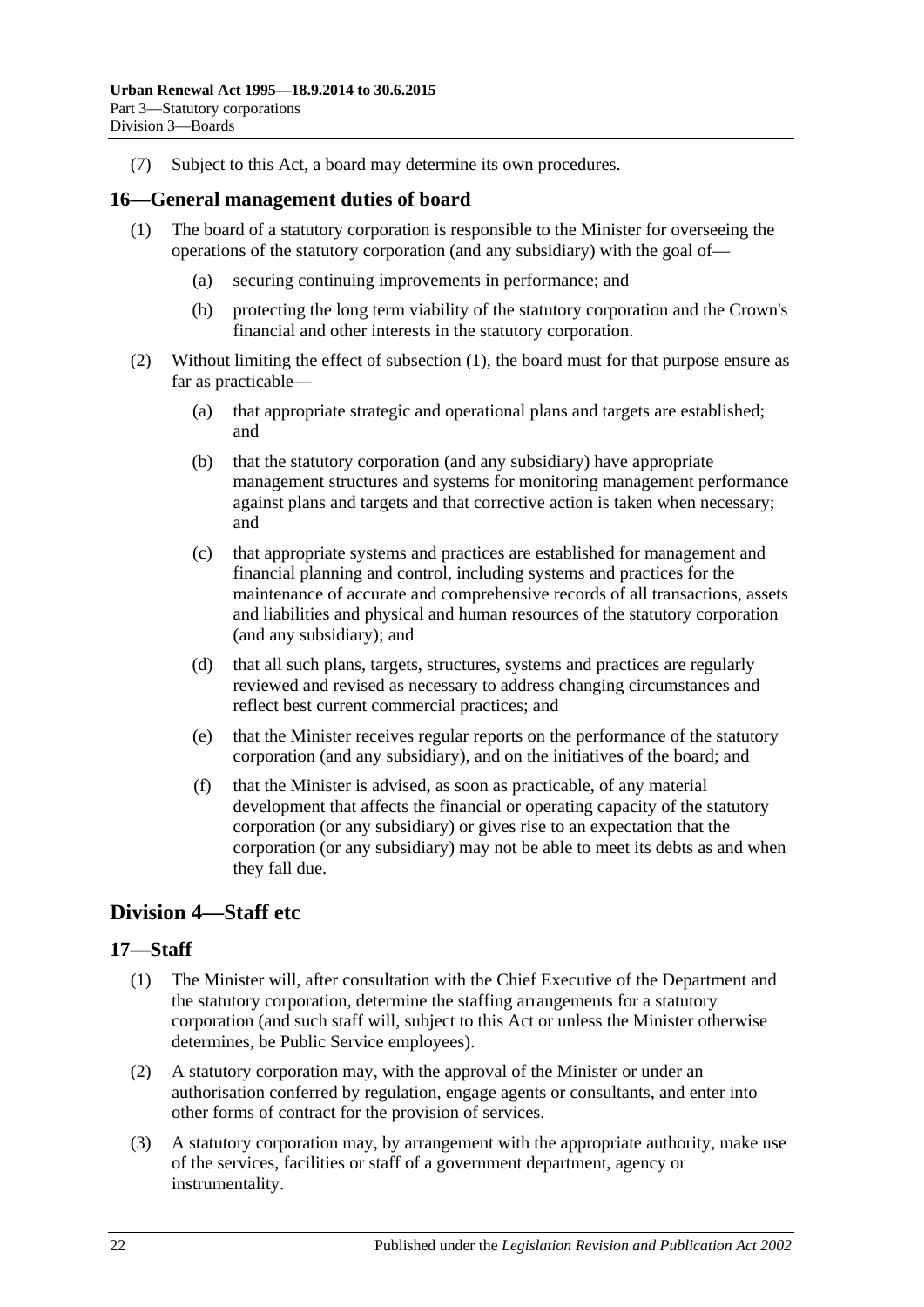(7) Subject to this Act, a board may determine its own procedures.

## 16—General management duties of board

(1) The board of a statutory corporation is responsible to the Minister for overseeing the operations of the statutory corporation (and any subsidiary) with the goal of—

(a) securing continuing improvements in performance; and

(b) protecting the long term viability of the statutory corporation and the Crown's financial and other interests in the statutory corporation.

(2) Without limiting the effect of subsection (1), the board must for that purpose ensure as far as practicable—

(a) that appropriate strategic and operational plans and targets are established; and

(b) that the statutory corporation (and any subsidiary) have appropriate management structures and systems for monitoring management performance against plans and targets and that corrective action is taken when necessary; and

(c) that appropriate systems and practices are established for management and financial planning and control, including systems and practices for the maintenance of accurate and comprehensive records of all transactions, assets and liabilities and physical and human resources of the statutory corporation (and any subsidiary); and

(d) that all such plans, targets, structures, systems and practices are regularly reviewed and revised as necessary to address changing circumstances and reflect best current commercial practices; and

(e) that the Minister receives regular reports on the performance of the statutory corporation (and any subsidiary), and on the initiatives of the board; and

(f) that the Minister is advised, as soon as practicable, of any material development that affects the financial or operating capacity of the statutory corporation (or any subsidiary) or gives rise to an expectation that the corporation (or any subsidiary) may not be able to meet its debts as and when they fall due.

# Division 4—Staff etc

## 17—Staff

(1) The Minister will, after consultation with the Chief Executive of the Department and the statutory corporation, determine the staffing arrangements for a statutory corporation (and such staff will, subject to this Act or unless the Minister otherwise determines, be Public Service employees).

(2) A statutory corporation may, with the approval of the Minister or under an authorisation conferred by regulation, engage agents or consultants, and enter into other forms of contract for the provision of services.

(3) A statutory corporation may, by arrangement with the appropriate authority, make use of the services, facilities or staff of a government department, agency or instrumentality.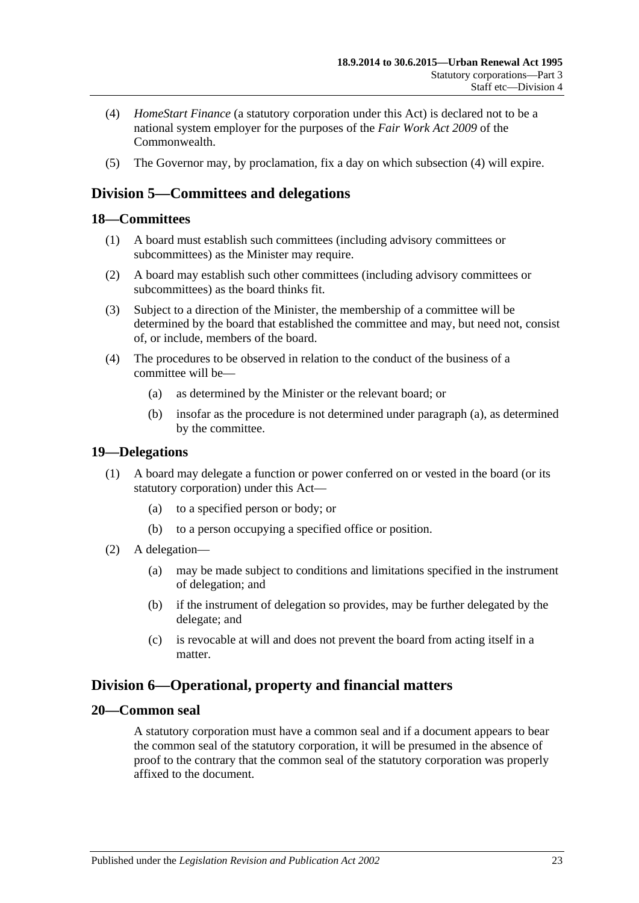(4) *HomeStart Finance* (a statutory corporation under this Act) is declared not to be a national system employer for the purposes of the *Fair Work Act 2009* of the Commonwealth.

(5) The Governor may, by proclamation, fix a day on which subsection (4) will expire.

## Division 5—Committees and delegations

### 18—Committees

(1) A board must establish such committees (including advisory committees or subcommittees) as the Minister may require.

(2) A board may establish such other committees (including advisory committees or subcommittees) as the board thinks fit.

(3) Subject to a direction of the Minister, the membership of a committee will be determined by the board that established the committee and may, but need not, consist of, or include, members of the board.

(4) The procedures to be observed in relation to the conduct of the business of a committee will be—

  (a) as determined by the Minister or the relevant board; or

  (b) insofar as the procedure is not determined under paragraph (a), as determined by the committee.

### 19—Delegations

(1) A board may delegate a function or power conferred on or vested in the board (or its statutory corporation) under this Act—

  (a) to a specified person or body; or

  (b) to a person occupying a specified office or position.

(2) A delegation—

  (a) may be made subject to conditions and limitations specified in the instrument of delegation; and

  (b) if the instrument of delegation so provides, may be further delegated by the delegate; and

  (c) is revocable at will and does not prevent the board from acting itself in a matter.

## Division 6—Operational, property and financial matters

### 20—Common seal

A statutory corporation must have a common seal and if a document appears to bear the common seal of the statutory corporation, it will be presumed in the absence of proof to the contrary that the common seal of the statutory corporation was properly affixed to the document.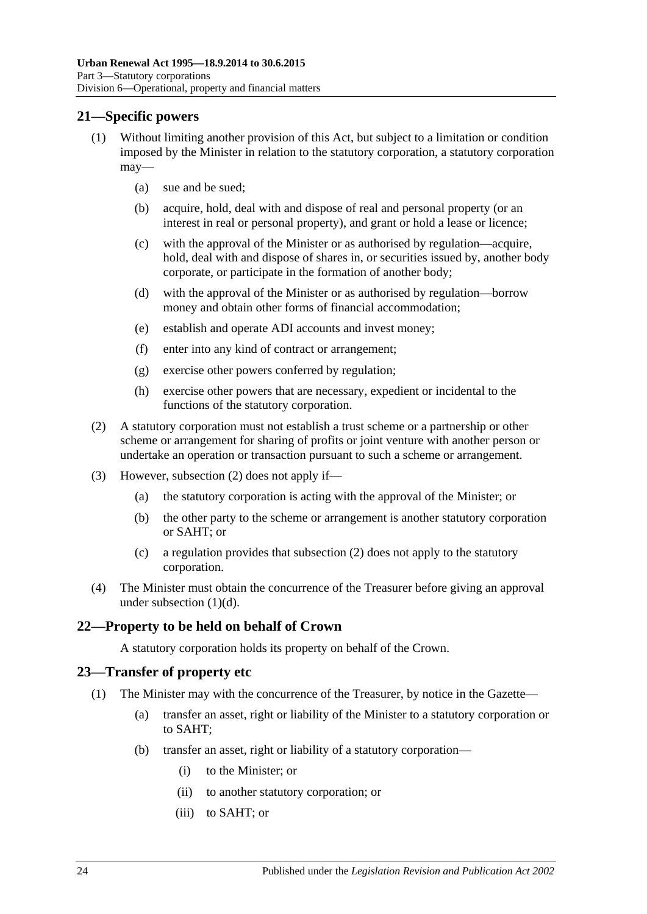## 21—Specific powers

(1) Without limiting another provision of this Act, but subject to a limitation or condition imposed by the Minister in relation to the statutory corporation, a statutory corporation may—

(a) sue and be sued;

(b) acquire, hold, deal with and dispose of real and personal property (or an interest in real or personal property), and grant or hold a lease or licence;

(c) with the approval of the Minister or as authorised by regulation—acquire, hold, deal with and dispose of shares in, or securities issued by, another body corporate, or participate in the formation of another body;

(d) with the approval of the Minister or as authorised by regulation—borrow money and obtain other forms of financial accommodation;

(e) establish and operate ADI accounts and invest money;

(f) enter into any kind of contract or arrangement;

(g) exercise other powers conferred by regulation;

(h) exercise other powers that are necessary, expedient or incidental to the functions of the statutory corporation.

(2) A statutory corporation must not establish a trust scheme or a partnership or other scheme or arrangement for sharing of profits or joint venture with another person or undertake an operation or transaction pursuant to such a scheme or arrangement.

(3) However, subsection (2) does not apply if—

(a) the statutory corporation is acting with the approval of the Minister; or

(b) the other party to the scheme or arrangement is another statutory corporation or SAHT; or

(c) a regulation provides that subsection (2) does not apply to the statutory corporation.

(4) The Minister must obtain the concurrence of the Treasurer before giving an approval under subsection (1)(d).

## 22—Property to be held on behalf of Crown

A statutory corporation holds its property on behalf of the Crown.

## 23—Transfer of property etc

(1) The Minister may with the concurrence of the Treasurer, by notice in the Gazette—

(a) transfer an asset, right or liability of the Minister to a statutory corporation or to SAHT;

(b) transfer an asset, right or liability of a statutory corporation—

(i) to the Minister; or

(ii) to another statutory corporation; or

(iii) to SAHT; or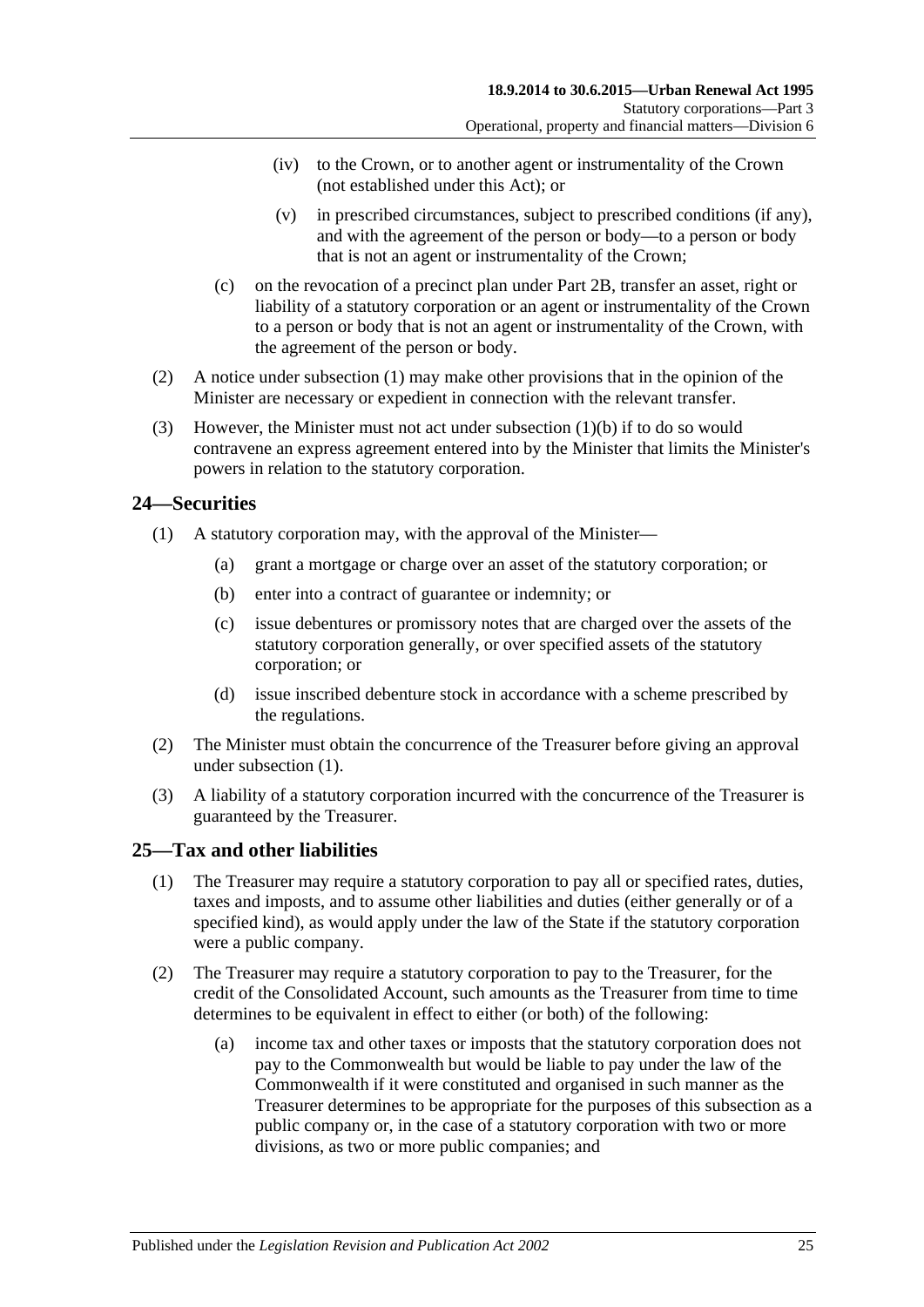(iv) to the Crown, or to another agent or instrumentality of the Crown (not established under this Act); or

(v) in prescribed circumstances, subject to prescribed conditions (if any), and with the agreement of the person or body—to a person or body that is not an agent or instrumentality of the Crown;

(c) on the revocation of a precinct plan under Part 2B, transfer an asset, right or liability of a statutory corporation or an agent or instrumentality of the Crown to a person or body that is not an agent or instrumentality of the Crown, with the agreement of the person or body.

(2) A notice under subsection (1) may make other provisions that in the opinion of the Minister are necessary or expedient in connection with the relevant transfer.

(3) However, the Minister must not act under subsection (1)(b) if to do so would contravene an express agreement entered into by the Minister that limits the Minister's powers in relation to the statutory corporation.

## 24—Securities

(1) A statutory corporation may, with the approval of the Minister—

(a) grant a mortgage or charge over an asset of the statutory corporation; or

(b) enter into a contract of guarantee or indemnity; or

(c) issue debentures or promissory notes that are charged over the assets of the statutory corporation generally, or over specified assets of the statutory corporation; or

(d) issue inscribed debenture stock in accordance with a scheme prescribed by the regulations.

(2) The Minister must obtain the concurrence of the Treasurer before giving an approval under subsection (1).

(3) A liability of a statutory corporation incurred with the concurrence of the Treasurer is guaranteed by the Treasurer.

## 25—Tax and other liabilities

(1) The Treasurer may require a statutory corporation to pay all or specified rates, duties, taxes and imposts, and to assume other liabilities and duties (either generally or of a specified kind), as would apply under the law of the State if the statutory corporation were a public company.

(2) The Treasurer may require a statutory corporation to pay to the Treasurer, for the credit of the Consolidated Account, such amounts as the Treasurer from time to time determines to be equivalent in effect to either (or both) of the following:

(a) income tax and other taxes or imposts that the statutory corporation does not pay to the Commonwealth but would be liable to pay under the law of the Commonwealth if it were constituted and organised in such manner as the Treasurer determines to be appropriate for the purposes of this subsection as a public company or, in the case of a statutory corporation with two or more divisions, as two or more public companies; and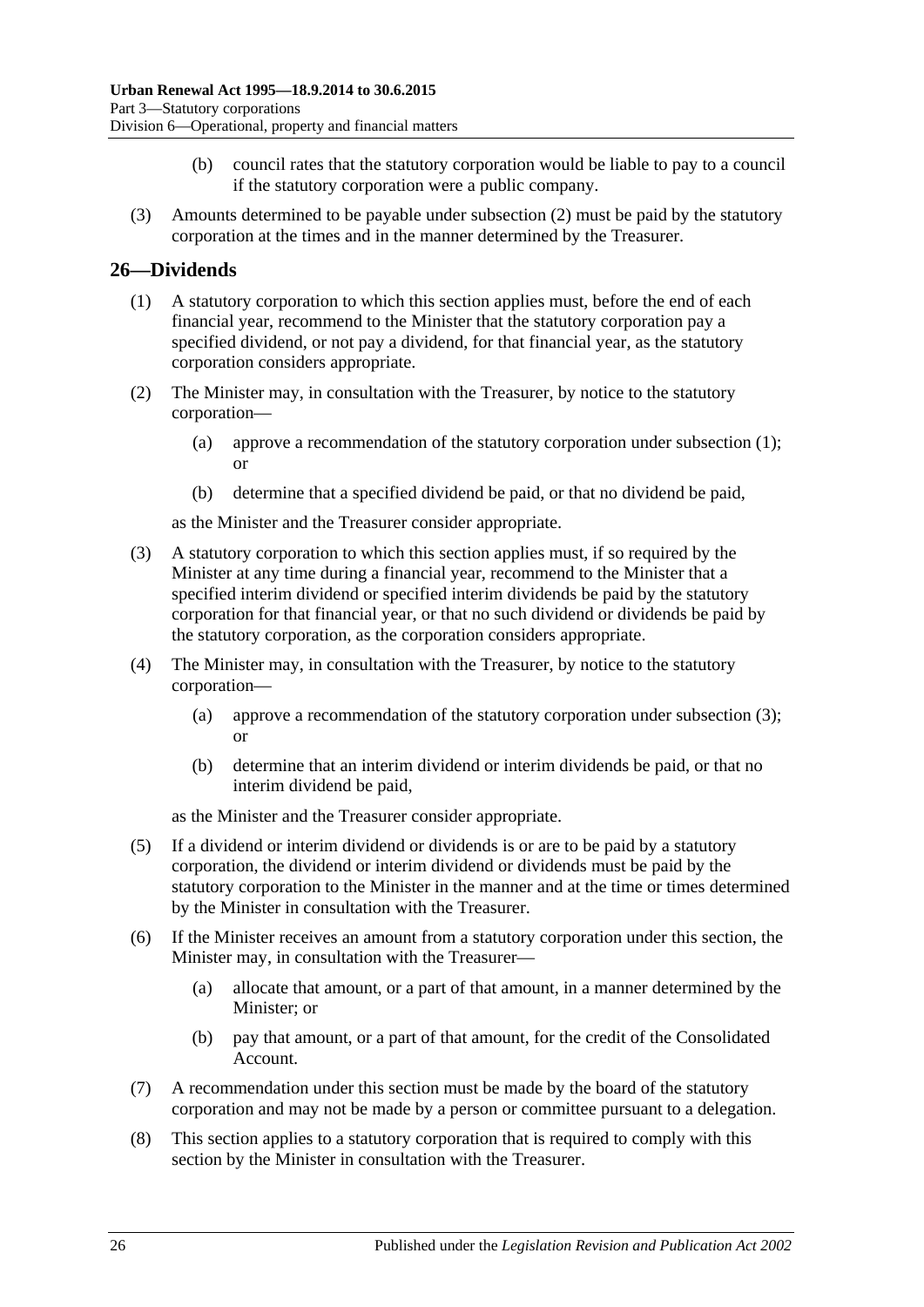(b) council rates that the statutory corporation would be liable to pay to a council if the statutory corporation were a public company.

(3) Amounts determined to be payable under subsection (2) must be paid by the statutory corporation at the times and in the manner determined by the Treasurer.

## 26—Dividends

(1) A statutory corporation to which this section applies must, before the end of each financial year, recommend to the Minister that the statutory corporation pay a specified dividend, or not pay a dividend, for that financial year, as the statutory corporation considers appropriate.

(2) The Minister may, in consultation with the Treasurer, by notice to the statutory corporation—

(a) approve a recommendation of the statutory corporation under subsection (1); or

(b) determine that a specified dividend be paid, or that no dividend be paid,

as the Minister and the Treasurer consider appropriate.

(3) A statutory corporation to which this section applies must, if so required by the Minister at any time during a financial year, recommend to the Minister that a specified interim dividend or specified interim dividends be paid by the statutory corporation for that financial year, or that no such dividend or dividends be paid by the statutory corporation, as the corporation considers appropriate.

(4) The Minister may, in consultation with the Treasurer, by notice to the statutory corporation—

(a) approve a recommendation of the statutory corporation under subsection (3); or

(b) determine that an interim dividend or interim dividends be paid, or that no interim dividend be paid,

as the Minister and the Treasurer consider appropriate.

(5) If a dividend or interim dividend or dividends is or are to be paid by a statutory corporation, the dividend or interim dividend or dividends must be paid by the statutory corporation to the Minister in the manner and at the time or times determined by the Minister in consultation with the Treasurer.

(6) If the Minister receives an amount from a statutory corporation under this section, the Minister may, in consultation with the Treasurer—

(a) allocate that amount, or a part of that amount, in a manner determined by the Minister; or

(b) pay that amount, or a part of that amount, for the credit of the Consolidated Account.

(7) A recommendation under this section must be made by the board of the statutory corporation and may not be made by a person or committee pursuant to a delegation.

(8) This section applies to a statutory corporation that is required to comply with this section by the Minister in consultation with the Treasurer.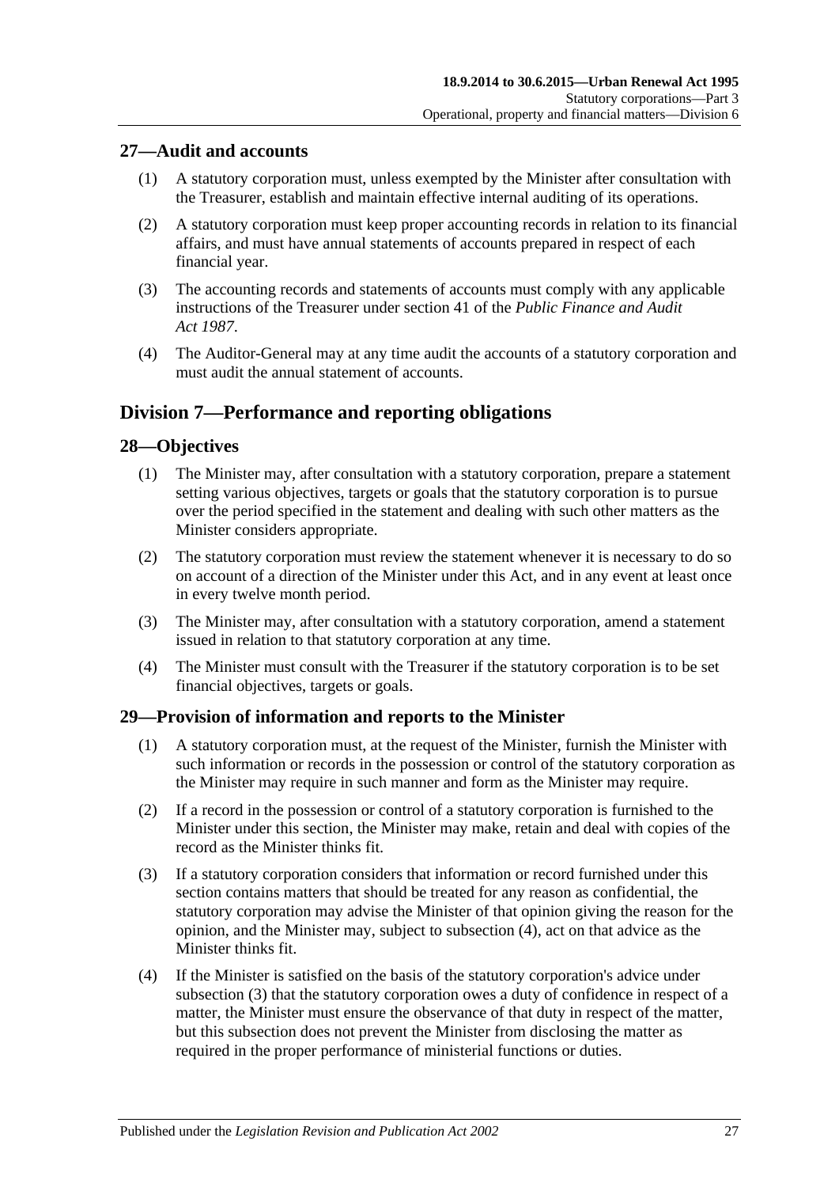## 27—Audit and accounts

(1) A statutory corporation must, unless exempted by the Minister after consultation with the Treasurer, establish and maintain effective internal auditing of its operations.

(2) A statutory corporation must keep proper accounting records in relation to its financial affairs, and must have annual statements of accounts prepared in respect of each financial year.

(3) The accounting records and statements of accounts must comply with any applicable instructions of the Treasurer under section 41 of the *Public Finance and Audit Act 1987*.

(4) The Auditor-General may at any time audit the accounts of a statutory corporation and must audit the annual statement of accounts.

# Division 7—Performance and reporting obligations

## 28—Objectives

(1) The Minister may, after consultation with a statutory corporation, prepare a statement setting various objectives, targets or goals that the statutory corporation is to pursue over the period specified in the statement and dealing with such other matters as the Minister considers appropriate.

(2) The statutory corporation must review the statement whenever it is necessary to do so on account of a direction of the Minister under this Act, and in any event at least once in every twelve month period.

(3) The Minister may, after consultation with a statutory corporation, amend a statement issued in relation to that statutory corporation at any time.

(4) The Minister must consult with the Treasurer if the statutory corporation is to be set financial objectives, targets or goals.

## 29—Provision of information and reports to the Minister

(1) A statutory corporation must, at the request of the Minister, furnish the Minister with such information or records in the possession or control of the statutory corporation as the Minister may require in such manner and form as the Minister may require.

(2) If a record in the possession or control of a statutory corporation is furnished to the Minister under this section, the Minister may make, retain and deal with copies of the record as the Minister thinks fit.

(3) If a statutory corporation considers that information or record furnished under this section contains matters that should be treated for any reason as confidential, the statutory corporation may advise the Minister of that opinion giving the reason for the opinion, and the Minister may, subject to subsection (4), act on that advice as the Minister thinks fit.

(4) If the Minister is satisfied on the basis of the statutory corporation's advice under subsection (3) that the statutory corporation owes a duty of confidence in respect of a matter, the Minister must ensure the observance of that duty in respect of the matter, but this subsection does not prevent the Minister from disclosing the matter as required in the proper performance of ministerial functions or duties.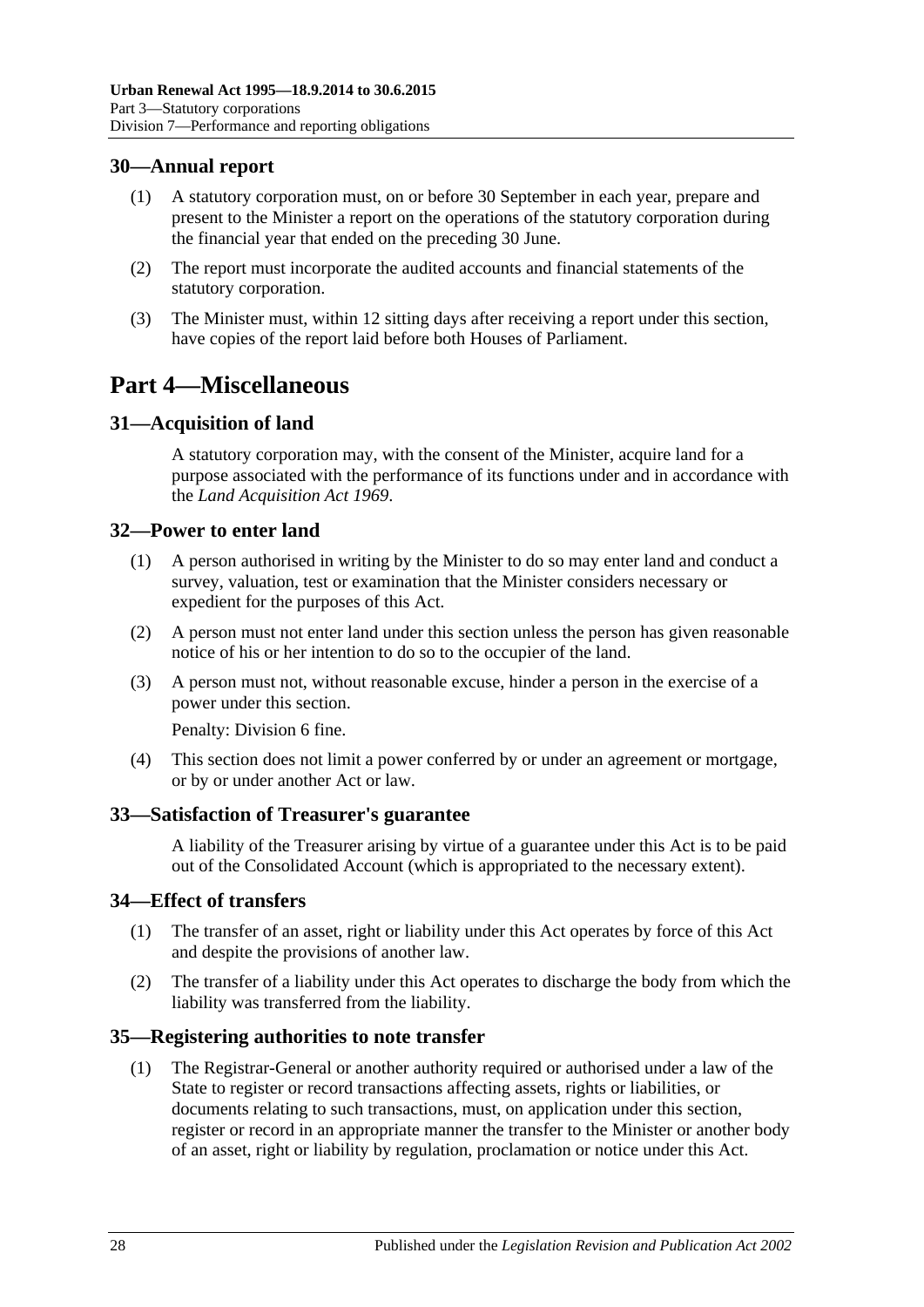### 30—Annual report

(1) A statutory corporation must, on or before 30 September in each year, prepare and present to the Minister a report on the operations of the statutory corporation during the financial year that ended on the preceding 30 June.

(2) The report must incorporate the audited accounts and financial statements of the statutory corporation.

(3) The Minister must, within 12 sitting days after receiving a report under this section, have copies of the report laid before both Houses of Parliament.

## Part 4—Miscellaneous

### 31—Acquisition of land

A statutory corporation may, with the consent of the Minister, acquire land for a purpose associated with the performance of its functions under and in accordance with the *Land Acquisition Act 1969*.

### 32—Power to enter land

(1) A person authorised in writing by the Minister to do so may enter land and conduct a survey, valuation, test or examination that the Minister considers necessary or expedient for the purposes of this Act.

(2) A person must not enter land under this section unless the person has given reasonable notice of his or her intention to do so to the occupier of the land.

(3) A person must not, without reasonable excuse, hinder a person in the exercise of a power under this section.

Penalty: Division 6 fine.

(4) This section does not limit a power conferred by or under an agreement or mortgage, or by or under another Act or law.

### 33—Satisfaction of Treasurer's guarantee

A liability of the Treasurer arising by virtue of a guarantee under this Act is to be paid out of the Consolidated Account (which is appropriated to the necessary extent).

### 34—Effect of transfers

(1) The transfer of an asset, right or liability under this Act operates by force of this Act and despite the provisions of another law.

(2) The transfer of a liability under this Act operates to discharge the body from which the liability was transferred from the liability.

### 35—Registering authorities to note transfer

(1) The Registrar-General or another authority required or authorised under a law of the State to register or record transactions affecting assets, rights or liabilities, or documents relating to such transactions, must, on application under this section, register or record in an appropriate manner the transfer to the Minister or another body of an asset, right or liability by regulation, proclamation or notice under this Act.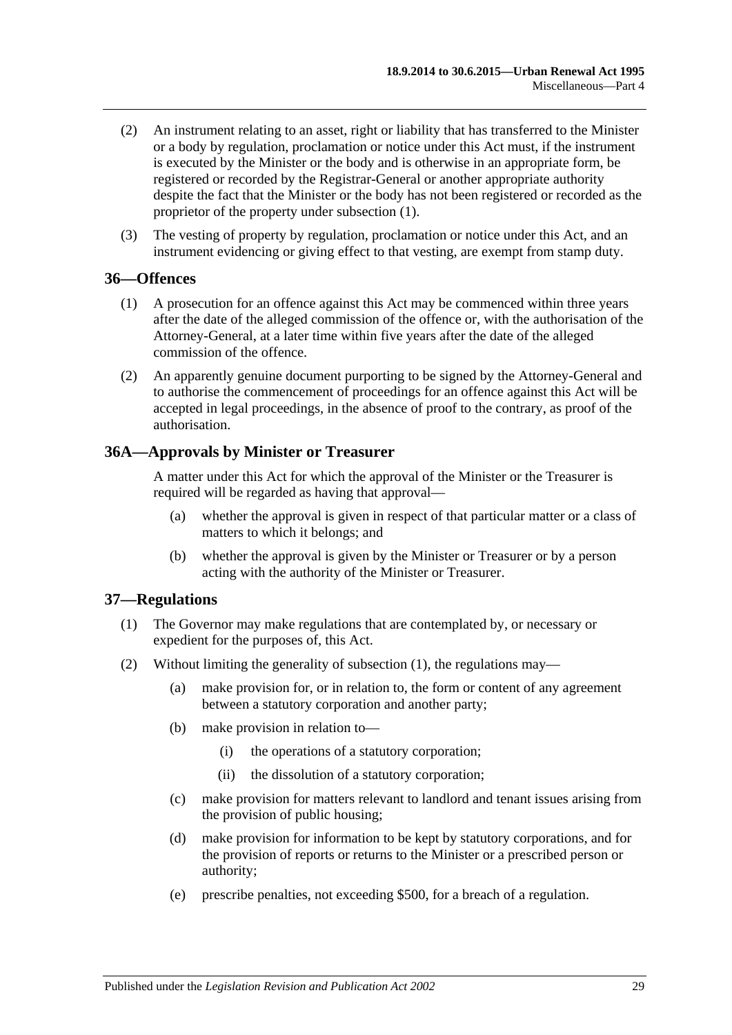(2) An instrument relating to an asset, right or liability that has transferred to the Minister or a body by regulation, proclamation or notice under this Act must, if the instrument is executed by the Minister or the body and is otherwise in an appropriate form, be registered or recorded by the Registrar-General or another appropriate authority despite the fact that the Minister or the body has not been registered or recorded as the proprietor of the property under subsection (1).

(3) The vesting of property by regulation, proclamation or notice under this Act, and an instrument evidencing or giving effect to that vesting, are exempt from stamp duty.

## 36—Offences

(1) A prosecution for an offence against this Act may be commenced within three years after the date of the alleged commission of the offence or, with the authorisation of the Attorney-General, at a later time within five years after the date of the alleged commission of the offence.

(2) An apparently genuine document purporting to be signed by the Attorney-General and to authorise the commencement of proceedings for an offence against this Act will be accepted in legal proceedings, in the absence of proof to the contrary, as proof of the authorisation.

## 36A—Approvals by Minister or Treasurer

A matter under this Act for which the approval of the Minister or the Treasurer is required will be regarded as having that approval—

(a) whether the approval is given in respect of that particular matter or a class of matters to which it belongs; and

(b) whether the approval is given by the Minister or Treasurer or by a person acting with the authority of the Minister or Treasurer.

## 37—Regulations

(1) The Governor may make regulations that are contemplated by, or necessary or expedient for the purposes of, this Act.

(2) Without limiting the generality of subsection (1), the regulations may—

(a) make provision for, or in relation to, the form or content of any agreement between a statutory corporation and another party;

(b) make provision in relation to—

(i) the operations of a statutory corporation;

(ii) the dissolution of a statutory corporation;

(c) make provision for matters relevant to landlord and tenant issues arising from the provision of public housing;

(d) make provision for information to be kept by statutory corporations, and for the provision of reports or returns to the Minister or a prescribed person or authority;

(e) prescribe penalties, not exceeding $500, for a breach of a regulation.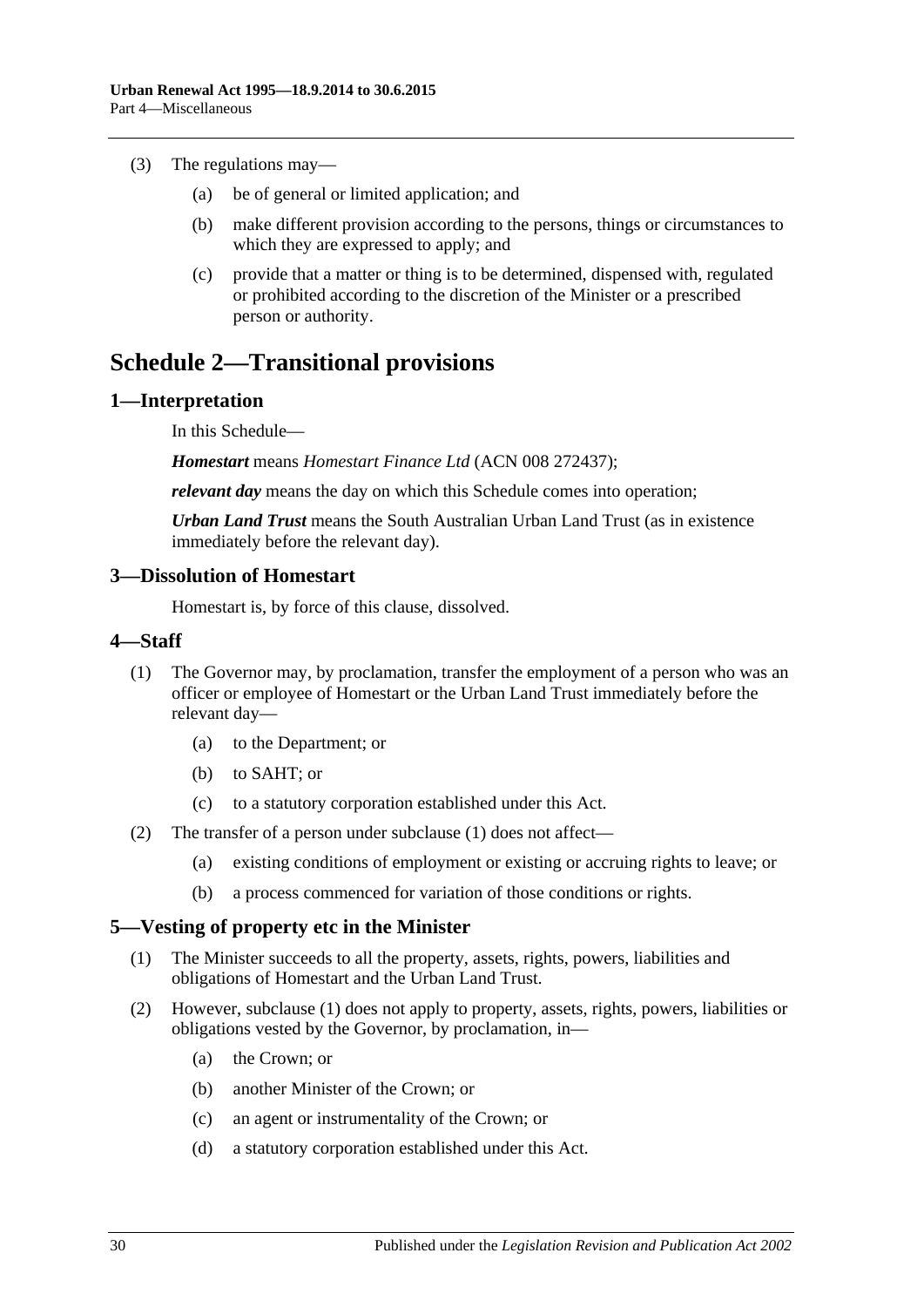(3) The regulations may—

 (a) be of general or limited application; and

 (b) make different provision according to the persons, things or circumstances to which they are expressed to apply; and

 (c) provide that a matter or thing is to be determined, dispensed with, regulated or prohibited according to the discretion of the Minister or a prescribed person or authority.

# Schedule 2—Transitional provisions

## 1—Interpretation

In this Schedule—

***Homestart*** means *Homestart Finance Ltd* (ACN 008 272437);

***relevant day*** means the day on which this Schedule comes into operation;

***Urban Land Trust*** means the South Australian Urban Land Trust (as in existence immediately before the relevant day).

## 3—Dissolution of Homestart

Homestart is, by force of this clause, dissolved.

## 4—Staff

(1) The Governor may, by proclamation, transfer the employment of a person who was an officer or employee of Homestart or the Urban Land Trust immediately before the relevant day—

 (a) to the Department; or

 (b) to SAHT; or

 (c) to a statutory corporation established under this Act.

(2) The transfer of a person under subclause (1) does not affect—

 (a) existing conditions of employment or existing or accruing rights to leave; or

 (b) a process commenced for variation of those conditions or rights.

## 5—Vesting of property etc in the Minister

(1) The Minister succeeds to all the property, assets, rights, powers, liabilities and obligations of Homestart and the Urban Land Trust.

(2) However, subclause (1) does not apply to property, assets, rights, powers, liabilities or obligations vested by the Governor, by proclamation, in—

 (a) the Crown; or

 (b) another Minister of the Crown; or

 (c) an agent or instrumentality of the Crown; or

 (d) a statutory corporation established under this Act.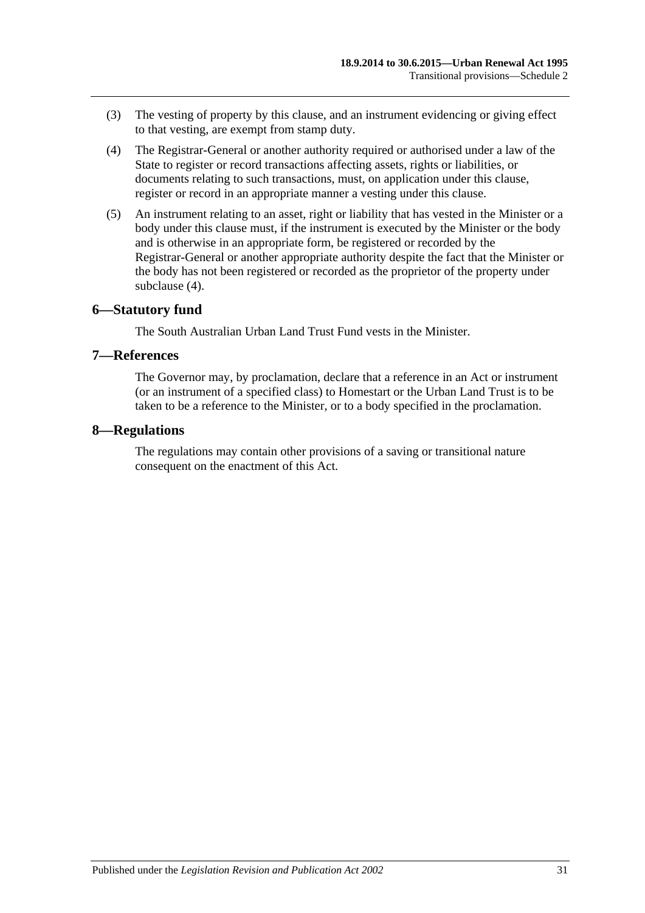(3) The vesting of property by this clause, and an instrument evidencing or giving effect to that vesting, are exempt from stamp duty.

(4) The Registrar-General or another authority required or authorised under a law of the State to register or record transactions affecting assets, rights or liabilities, or documents relating to such transactions, must, on application under this clause, register or record in an appropriate manner a vesting under this clause.

(5) An instrument relating to an asset, right or liability that has vested in the Minister or a body under this clause must, if the instrument is executed by the Minister or the body and is otherwise in an appropriate form, be registered or recorded by the Registrar-General or another appropriate authority despite the fact that the Minister or the body has not been registered or recorded as the proprietor of the property under subclause (4).

## 6—Statutory fund

The South Australian Urban Land Trust Fund vests in the Minister.

## 7—References

The Governor may, by proclamation, declare that a reference in an Act or instrument (or an instrument of a specified class) to Homestart or the Urban Land Trust is to be taken to be a reference to the Minister, or to a body specified in the proclamation.

## 8—Regulations

The regulations may contain other provisions of a saving or transitional nature consequent on the enactment of this Act.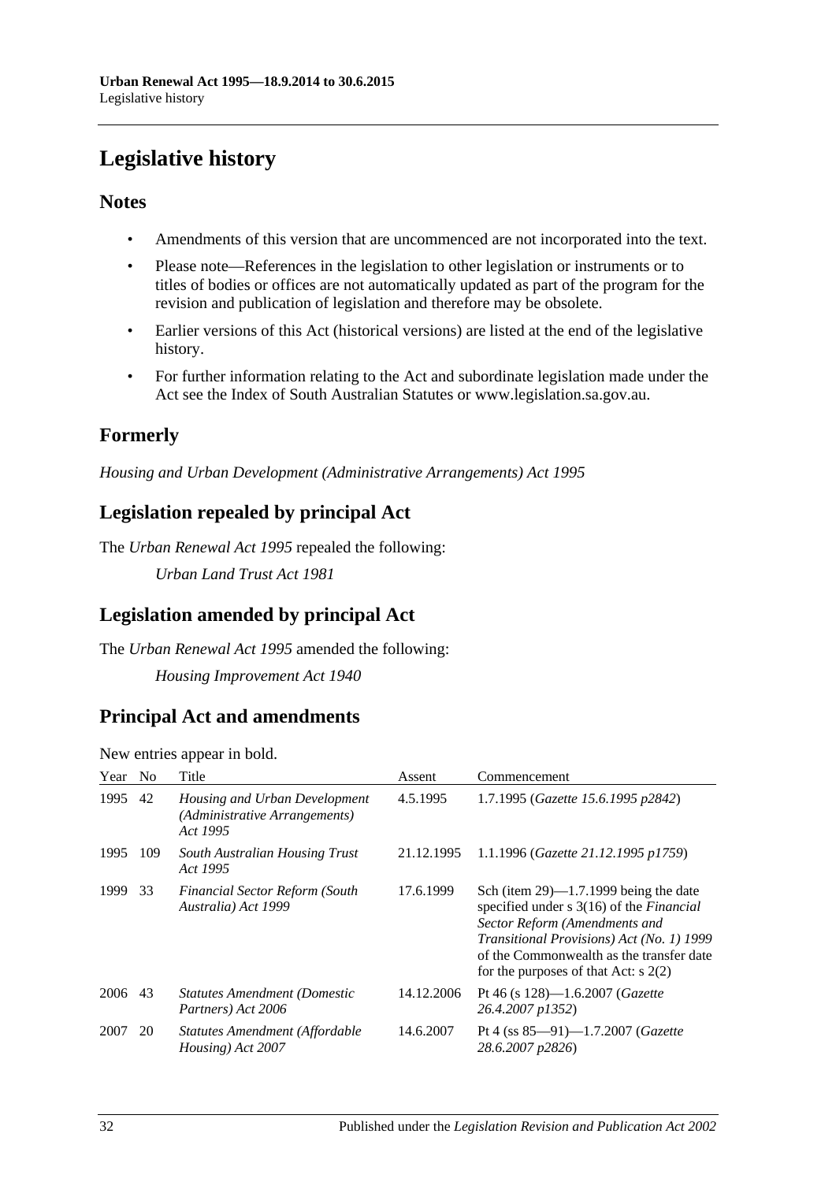# Legislative history

## Notes

- Amendments of this version that are uncommenced are not incorporated into the text.
- Please note—References in the legislation to other legislation or instruments or to titles of bodies or offices are not automatically updated as part of the program for the revision and publication of legislation and therefore may be obsolete.
- Earlier versions of this Act (historical versions) are listed at the end of the legislative history.
- For further information relating to the Act and subordinate legislation made under the Act see the Index of South Australian Statutes or www.legislation.sa.gov.au.

## Formerly

*Housing and Urban Development (Administrative Arrangements) Act 1995*

## Legislation repealed by principal Act

The *Urban Renewal Act 1995* repealed the following:

*Urban Land Trust Act 1981*

## Legislation amended by principal Act

The *Urban Renewal Act 1995* amended the following:

*Housing Improvement Act 1940*

## Principal Act and amendments

New entries appear in bold.

| Year | No | Title | Assent | Commencement |
|---|---|---|---|---|
| 1995 | 42 | *Housing and Urban Development (Administrative Arrangements) Act 1995* | 4.5.1995 | 1.7.1995 (*Gazette 15.6.1995 p2842*) |
| 1995 | 109 | *South Australian Housing Trust Act 1995* | 21.12.1995 | 1.1.1996 (*Gazette 21.12.1995 p1759*) |
| 1999 | 33 | *Financial Sector Reform (South Australia) Act 1999* | 17.6.1999 | Sch (item 29)—1.7.1999 being the date specified under s 3(16) of the *Financial Sector Reform (Amendments and Transitional Provisions) Act (No. 1) 1999* of the Commonwealth as the transfer date for the purposes of that Act: s 2(2) |
| 2006 | 43 | *Statutes Amendment (Domestic Partners) Act 2006* | 14.12.2006 | Pt 46 (s 128)—1.6.2007 (*Gazette 26.4.2007 p1352*) |
| 2007 | 20 | *Statutes Amendment (Affordable Housing) Act 2007* | 14.6.2007 | Pt 4 (ss 85—91)—1.7.2007 (*Gazette 28.6.2007 p2826*) |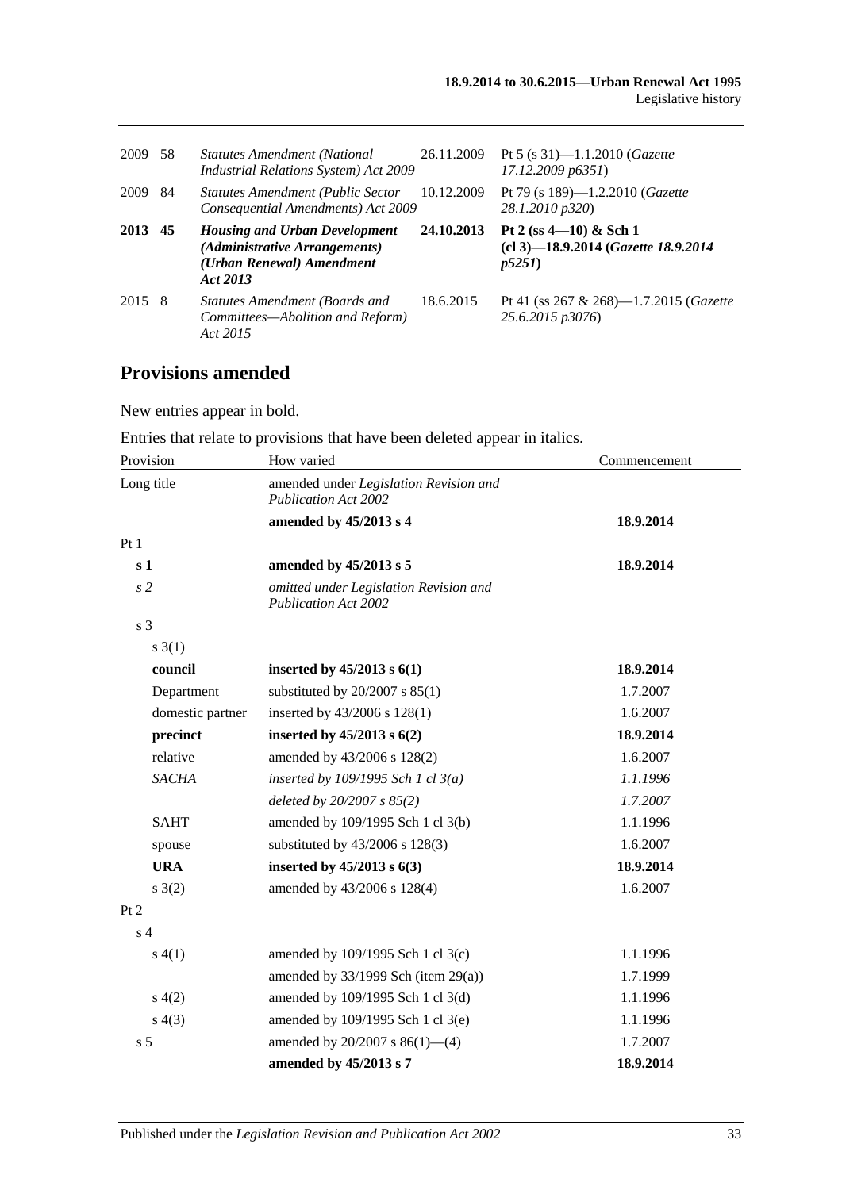| | | | | |
|---|---|---|---|---|
| 2009 | 58 | *Statutes Amendment (National Industrial Relations System) Act 2009* | 26.11.2009 | Pt 5 (s 31)—1.1.2010 (*Gazette 17.12.2009 p6351*) |
| 2009 | 84 | *Statutes Amendment (Public Sector Consequential Amendments) Act 2009* | 10.12.2009 | Pt 79 (s 189)—1.2.2010 (*Gazette 28.1.2010 p320*) |
| **2013** | **45** | ***Housing and Urban Development (Administrative Arrangements) (Urban Renewal) Amendment Act 2013*** | **24.10.2013** | **Pt 2 (ss 4—10) & Sch 1 (cl 3)—18.9.2014 (*Gazette 18.9.2014 p5251*)** |
| 2015 | 8 | *Statutes Amendment (Boards and Committees—Abolition and Reform) Act 2015* | 18.6.2015 | Pt 41 (ss 267 & 268)—1.7.2015 (*Gazette 25.6.2015 p3076*) |

## Provisions amended

New entries appear in bold.

Entries that relate to provisions that have been deleted appear in italics.

| Provision | How varied | Commencement |
|---|---|---|
| Long title | amended under *Legislation Revision and Publication Act 2002* | |
| | **amended by 45/2013 s 4** | **18.9.2014** |
| Pt 1 | | |
| **s 1** | **amended by 45/2013 s 5** | **18.9.2014** |
| *s 2* | *omitted under Legislation Revision and Publication Act 2002* | |
| s 3 | | |
| s 3(1) | | |
| **council** | **inserted by 45/2013 s 6(1)** | **18.9.2014** |
| Department | substituted by 20/2007 s 85(1) | 1.7.2007 |
| domestic partner | inserted by 43/2006 s 128(1) | 1.6.2007 |
| **precinct** | **inserted by 45/2013 s 6(2)** | **18.9.2014** |
| relative | amended by 43/2006 s 128(2) | 1.6.2007 |
| *SACHA* | *inserted by 109/1995 Sch 1 cl 3(a)* | *1.1.1996* |
| | *deleted by 20/2007 s 85(2)* | *1.7.2007* |
| SAHT | amended by 109/1995 Sch 1 cl 3(b) | 1.1.1996 |
| spouse | substituted by 43/2006 s 128(3) | 1.6.2007 |
| **URA** | **inserted by 45/2013 s 6(3)** | **18.9.2014** |
| s 3(2) | amended by 43/2006 s 128(4) | 1.6.2007 |
| Pt 2 | | |
| s 4 | | |
| s 4(1) | amended by 109/1995 Sch 1 cl 3(c) | 1.1.1996 |
| | amended by 33/1999 Sch (item 29(a)) | 1.7.1999 |
| s 4(2) | amended by 109/1995 Sch 1 cl 3(d) | 1.1.1996 |
| s 4(3) | amended by 109/1995 Sch 1 cl 3(e) | 1.1.1996 |
| s 5 | amended by 20/2007 s 86(1)—(4) | 1.7.2007 |
| | **amended by 45/2013 s 7** | **18.9.2014** |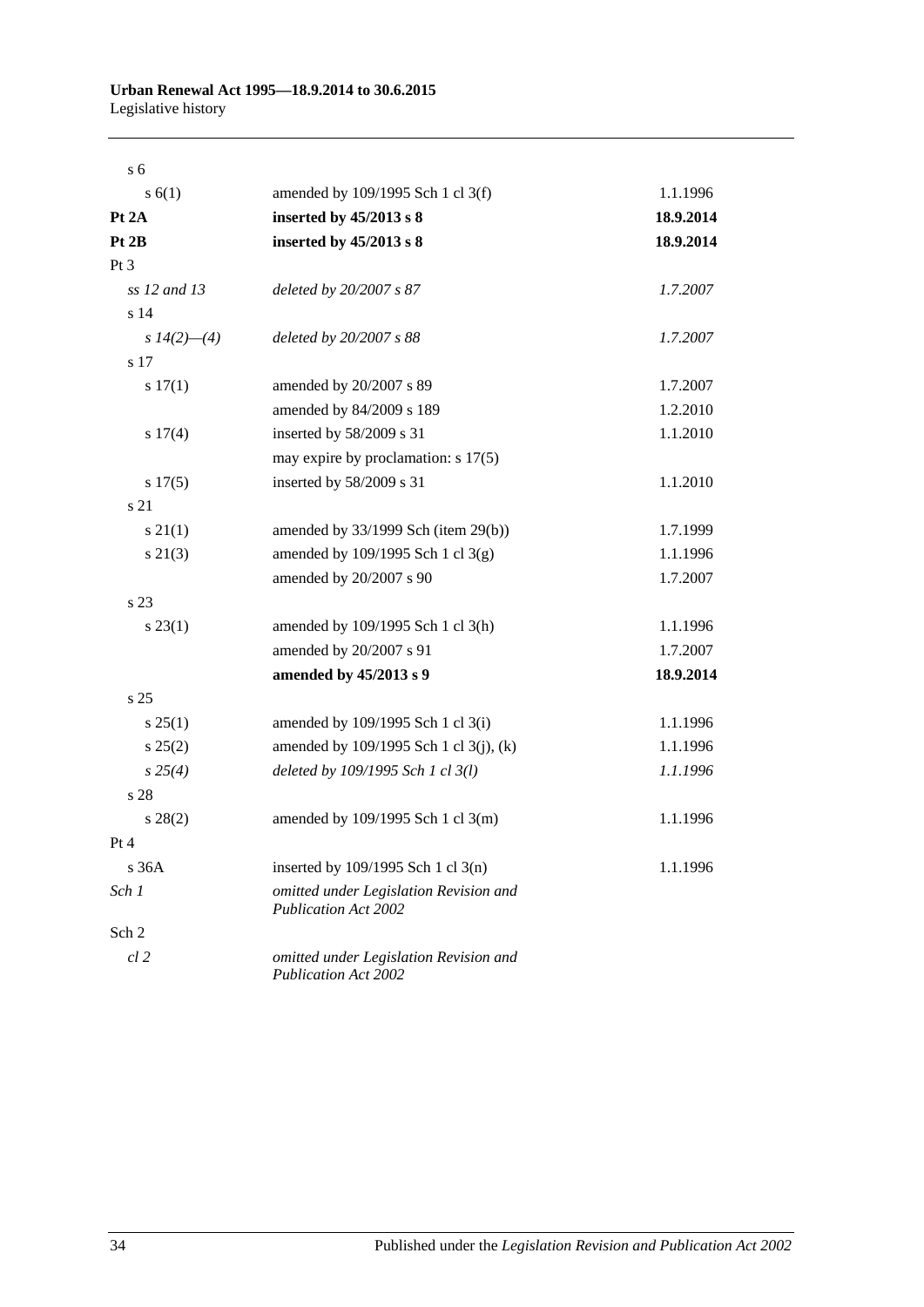| | | |
|---|---|---|
| s 6 | | |
| s 6(1) | amended by 109/1995 Sch 1 cl 3(f) | 1.1.1996 |
| **Pt 2A** | **inserted by 45/2013 s 8** | **18.9.2014** |
| **Pt 2B** | **inserted by 45/2013 s 8** | **18.9.2014** |
| Pt 3 | | |
| *ss 12 and 13* | *deleted by 20/2007 s 87* | *1.7.2007* |
| s 14 | | |
| *s 14(2)—(4)* | *deleted by 20/2007 s 88* | *1.7.2007* |
| s 17 | | |
| s 17(1) | amended by 20/2007 s 89 | 1.7.2007 |
| | amended by 84/2009 s 189 | 1.2.2010 |
| s 17(4) | inserted by 58/2009 s 31 | 1.1.2010 |
| | may expire by proclamation: s 17(5) | |
| s 17(5) | inserted by 58/2009 s 31 | 1.1.2010 |
| s 21 | | |
| s 21(1) | amended by 33/1999 Sch (item 29(b)) | 1.7.1999 |
| s 21(3) | amended by 109/1995 Sch 1 cl 3(g) | 1.1.1996 |
| | amended by 20/2007 s 90 | 1.7.2007 |
| s 23 | | |
| s 23(1) | amended by 109/1995 Sch 1 cl 3(h) | 1.1.1996 |
| | amended by 20/2007 s 91 | 1.7.2007 |
| | **amended by 45/2013 s 9** | **18.9.2014** |
| s 25 | | |
| s 25(1) | amended by 109/1995 Sch 1 cl 3(i) | 1.1.1996 |
| s 25(2) | amended by 109/1995 Sch 1 cl 3(j), (k) | 1.1.1996 |
| *s 25(4)* | *deleted by 109/1995 Sch 1 cl 3(l)* | *1.1.1996* |
| s 28 | | |
| s 28(2) | amended by 109/1995 Sch 1 cl 3(m) | 1.1.1996 |
| Pt 4 | | |
| s 36A | inserted by 109/1995 Sch 1 cl 3(n) | 1.1.1996 |
| *Sch 1* | *omitted under Legislation Revision and Publication Act 2002* | |
| Sch 2 | | |
| *cl 2* | *omitted under Legislation Revision and Publication Act 2002* | |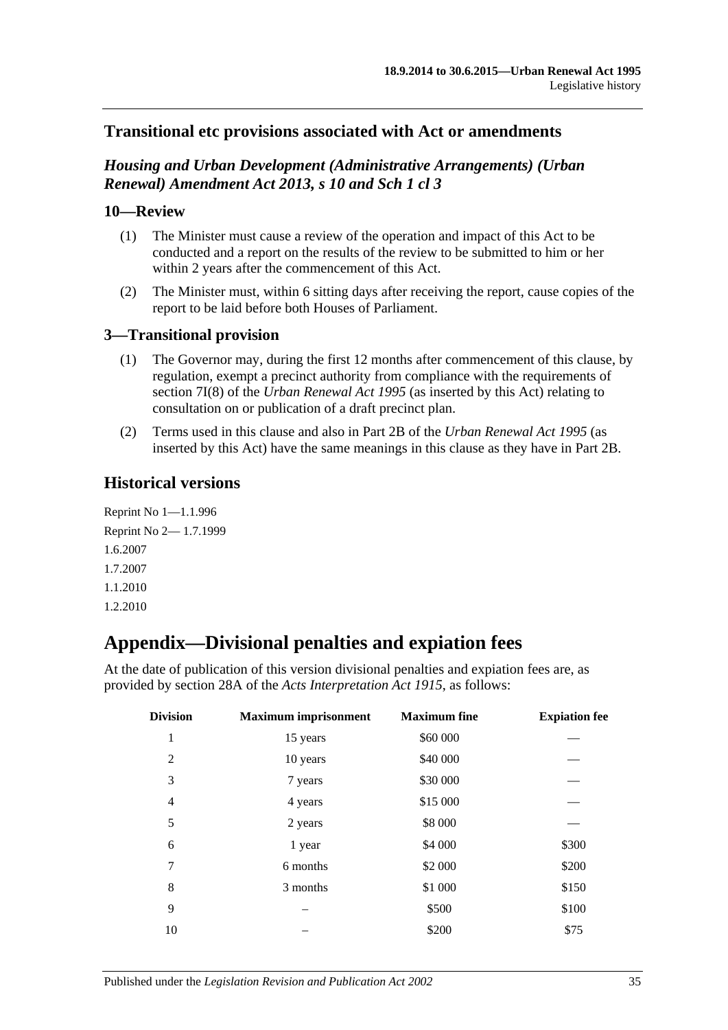## Transitional etc provisions associated with Act or amendments

### *Housing and Urban Development (Administrative Arrangements) (Urban Renewal) Amendment Act 2013, s 10 and Sch 1 cl 3*

### 10—Review

(1) The Minister must cause a review of the operation and impact of this Act to be conducted and a report on the results of the review to be submitted to him or her within 2 years after the commencement of this Act.

(2) The Minister must, within 6 sitting days after receiving the report, cause copies of the report to be laid before both Houses of Parliament.

### 3—Transitional provision

(1) The Governor may, during the first 12 months after commencement of this clause, by regulation, exempt a precinct authority from compliance with the requirements of section 7I(8) of the *Urban Renewal Act 1995* (as inserted by this Act) relating to consultation on or publication of a draft precinct plan.

(2) Terms used in this clause and also in Part 2B of the *Urban Renewal Act 1995* (as inserted by this Act) have the same meanings in this clause as they have in Part 2B.

## Historical versions

Reprint No 1—1.1.996

Reprint No 2— 1.7.1999

1.6.2007

1.7.2007

1.1.2010

1.2.2010

# Appendix—Divisional penalties and expiation fees

At the date of publication of this version divisional penalties and expiation fees are, as provided by section 28A of the *Acts Interpretation Act 1915*, as follows:

| Division | Maximum imprisonment | Maximum fine | Expiation fee |
|---|---|---|---|
| 1 | 15 years | $60 000 | — |
| 2 | 10 years | $40 000 | — |
| 3 | 7 years | $30 000 | — |
| 4 | 4 years | $15 000 | — |
| 5 | 2 years | $8 000 | — |
| 6 | 1 year | $4 000 | $300 |
| 7 | 6 months | $2 000 | $200 |
| 8 | 3 months | $1 000 | $150 |
| 9 | – | $500 | $100 |
| 10 | – | $200 | $75 |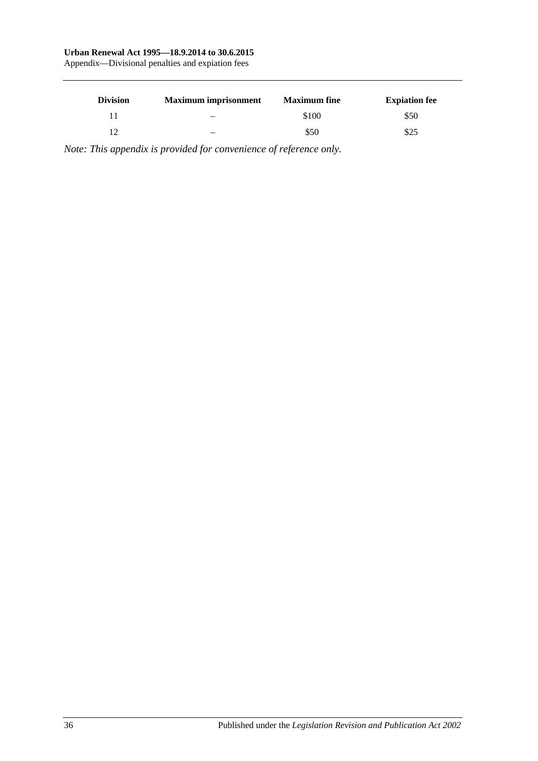| Division | Maximum imprisonment | Maximum fine | Expiation fee |
| --- | --- | --- | --- |
| 11 | – | $100 | $50 |
| 12 | – | $50 | $25 |

*Note: This appendix is provided for convenience of reference only.*